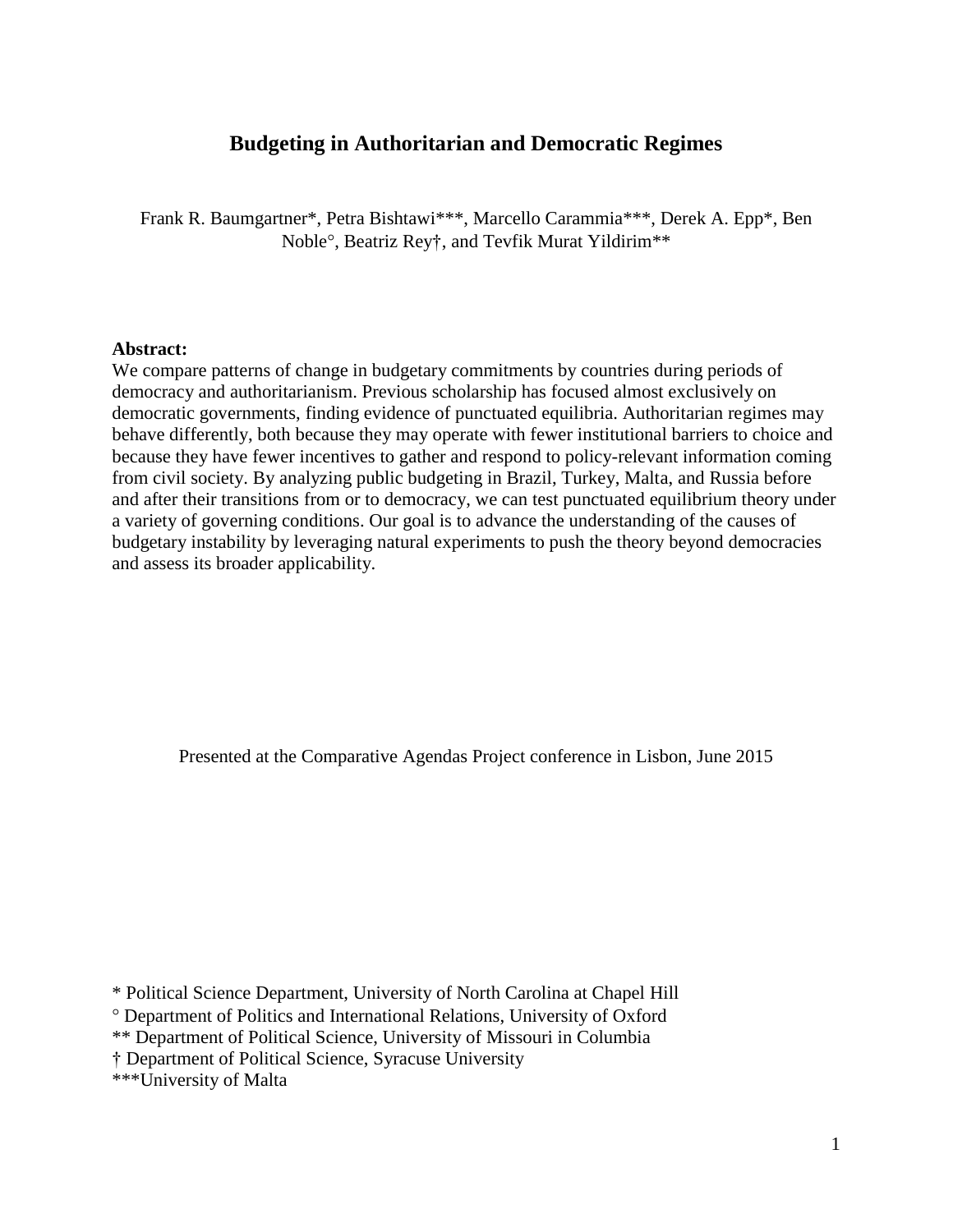# Budgeting in Authoritarian and Democratic Regimes

Frank R. Baumgartner*, Petra Bishtawi***, Marcello Carammia***, Derek A. Epp*, Ben Noble°, Beatriz Rey†, and Tevfik Murat Yildirim**

**Abstract:**
We compare patterns of change in budgetary commitments by countries during periods of democracy and authoritarianism. Previous scholarship has focused almost exclusively on democratic governments, finding evidence of punctuated equilibria. Authoritarian regimes may behave differently, both because they may operate with fewer institutional barriers to choice and because they have fewer incentives to gather and respond to policy-relevant information coming from civil society. By analyzing public budgeting in Brazil, Turkey, Malta, and Russia before and after their transitions from or to democracy, we can test punctuated equilibrium theory under a variety of governing conditions. Our goal is to advance the understanding of the causes of budgetary instability by leveraging natural experiments to push the theory beyond democracies and assess its broader applicability.

Presented at the Comparative Agendas Project conference in Lisbon, June 2015

* Political Science Department, University of North Carolina at Chapel Hill
° Department of Politics and International Relations, University of Oxford
** Department of Political Science, University of Missouri in Columbia
† Department of Political Science, Syracuse University
***University of Malta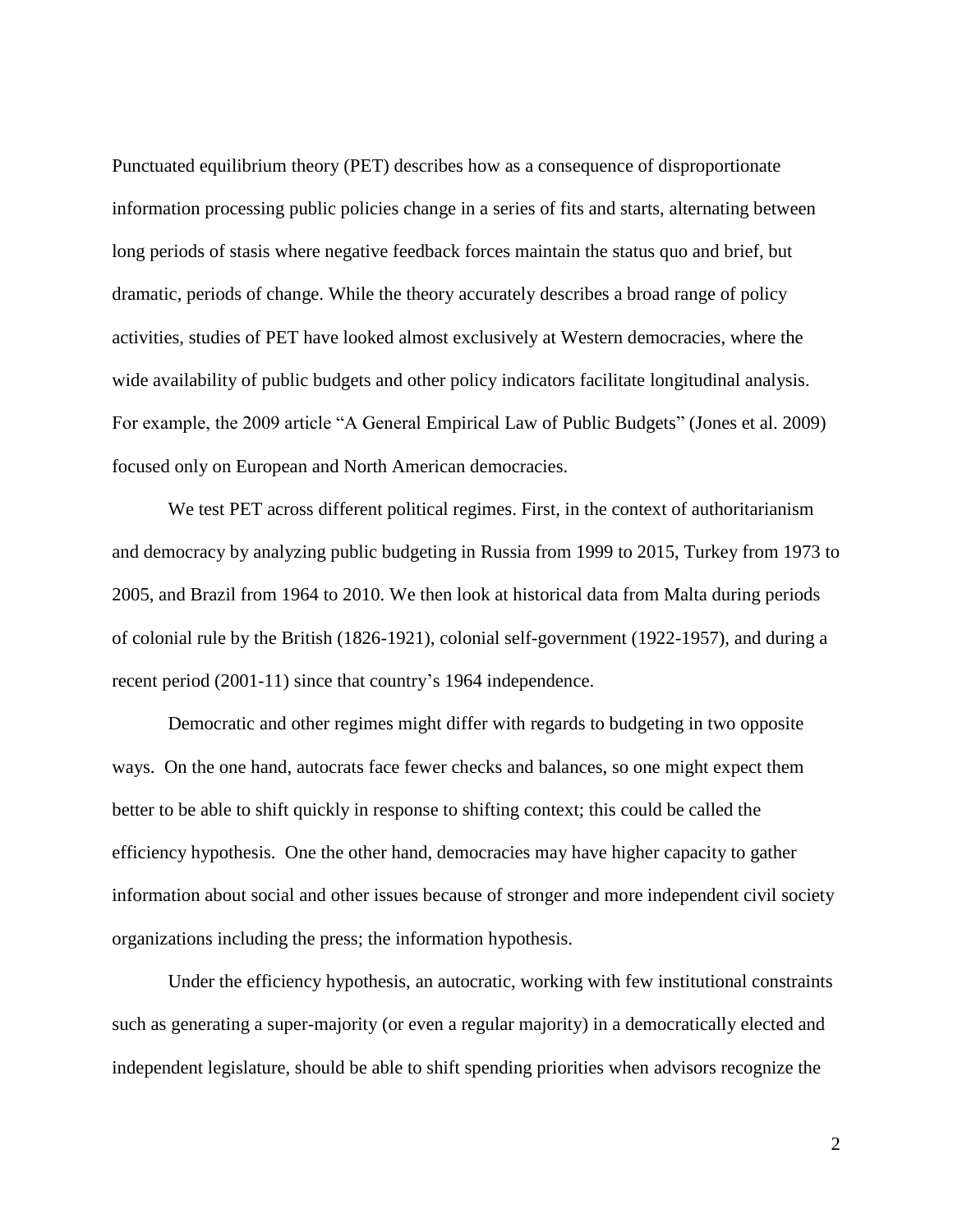Punctuated equilibrium theory (PET) describes how as a consequence of disproportionate information processing public policies change in a series of fits and starts, alternating between long periods of stasis where negative feedback forces maintain the status quo and brief, but dramatic, periods of change. While the theory accurately describes a broad range of policy activities, studies of PET have looked almost exclusively at Western democracies, where the wide availability of public budgets and other policy indicators facilitate longitudinal analysis. For example, the 2009 article "A General Empirical Law of Public Budgets" (Jones et al. 2009) focused only on European and North American democracies.

We test PET across different political regimes. First, in the context of authoritarianism and democracy by analyzing public budgeting in Russia from 1999 to 2015, Turkey from 1973 to 2005, and Brazil from 1964 to 2010. We then look at historical data from Malta during periods of colonial rule by the British (1826-1921), colonial self-government (1922-1957), and during a recent period (2001-11) since that country's 1964 independence.

Democratic and other regimes might differ with regards to budgeting in two opposite ways. On the one hand, autocrats face fewer checks and balances, so one might expect them better to be able to shift quickly in response to shifting context; this could be called the efficiency hypothesis. One the other hand, democracies may have higher capacity to gather information about social and other issues because of stronger and more independent civil society organizations including the press; the information hypothesis.

Under the efficiency hypothesis, an autocratic, working with few institutional constraints such as generating a super-majority (or even a regular majority) in a democratically elected and independent legislature, should be able to shift spending priorities when advisors recognize the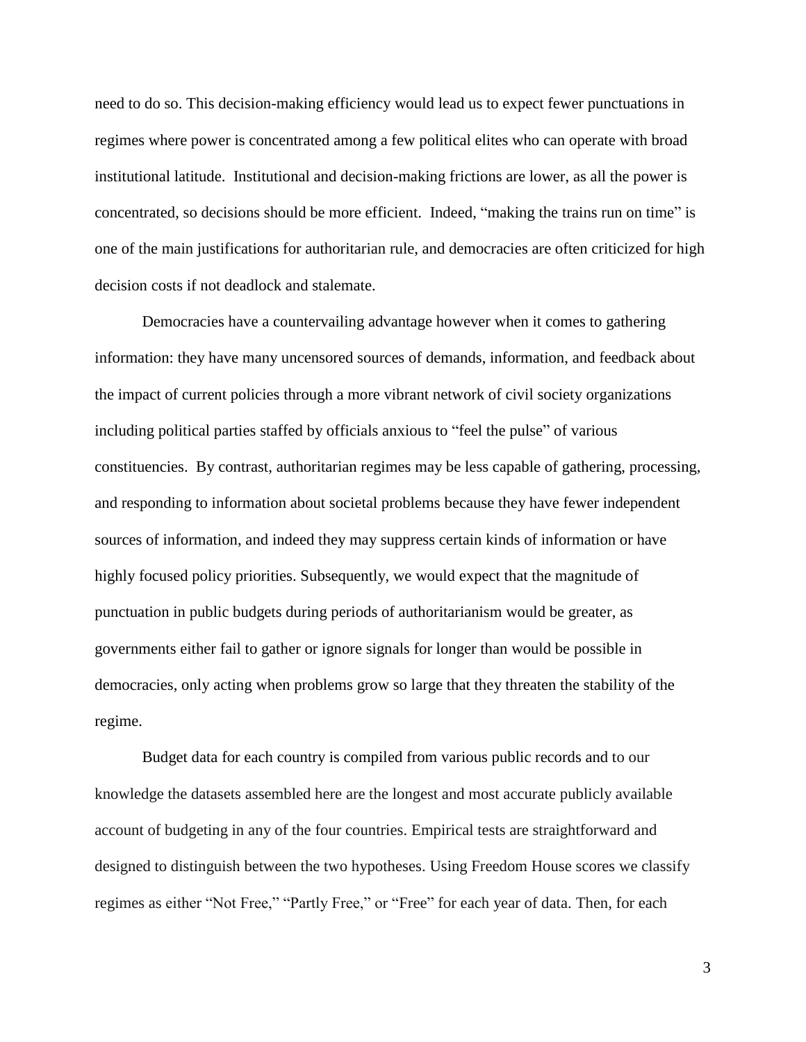need to do so. This decision-making efficiency would lead us to expect fewer punctuations in regimes where power is concentrated among a few political elites who can operate with broad institutional latitude. Institutional and decision-making frictions are lower, as all the power is concentrated, so decisions should be more efficient. Indeed, "making the trains run on time" is one of the main justifications for authoritarian rule, and democracies are often criticized for high decision costs if not deadlock and stalemate.

Democracies have a countervailing advantage however when it comes to gathering information: they have many uncensored sources of demands, information, and feedback about the impact of current policies through a more vibrant network of civil society organizations including political parties staffed by officials anxious to "feel the pulse" of various constituencies. By contrast, authoritarian regimes may be less capable of gathering, processing, and responding to information about societal problems because they have fewer independent sources of information, and indeed they may suppress certain kinds of information or have highly focused policy priorities. Subsequently, we would expect that the magnitude of punctuation in public budgets during periods of authoritarianism would be greater, as governments either fail to gather or ignore signals for longer than would be possible in democracies, only acting when problems grow so large that they threaten the stability of the regime.

Budget data for each country is compiled from various public records and to our knowledge the datasets assembled here are the longest and most accurate publicly available account of budgeting in any of the four countries. Empirical tests are straightforward and designed to distinguish between the two hypotheses. Using Freedom House scores we classify regimes as either "Not Free," "Partly Free," or "Free" for each year of data. Then, for each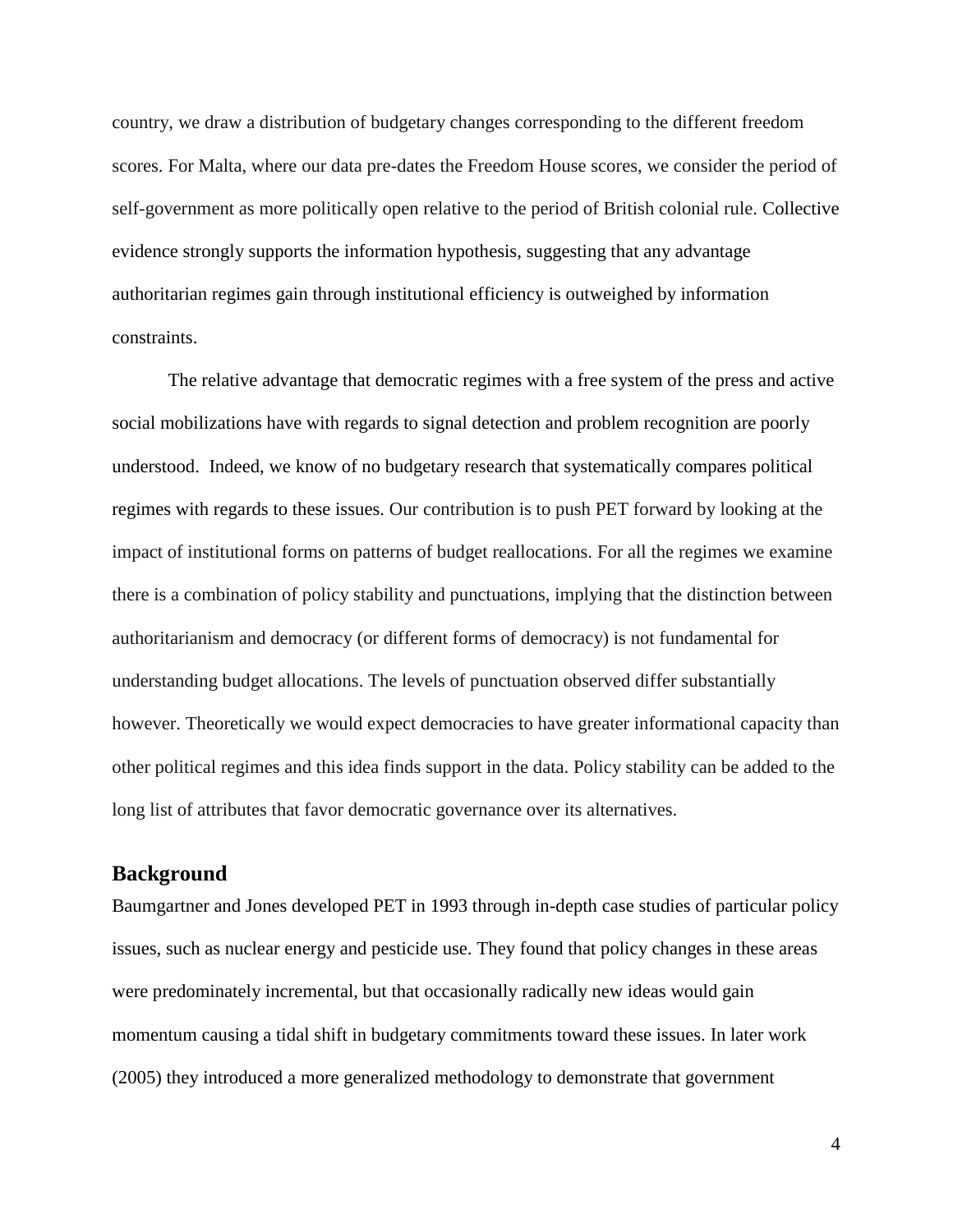country, we draw a distribution of budgetary changes corresponding to the different freedom scores. For Malta, where our data pre-dates the Freedom House scores, we consider the period of self-government as more politically open relative to the period of British colonial rule. Collective evidence strongly supports the information hypothesis, suggesting that any advantage authoritarian regimes gain through institutional efficiency is outweighed by information constraints.

The relative advantage that democratic regimes with a free system of the press and active social mobilizations have with regards to signal detection and problem recognition are poorly understood. Indeed, we know of no budgetary research that systematically compares political regimes with regards to these issues. Our contribution is to push PET forward by looking at the impact of institutional forms on patterns of budget reallocations. For all the regimes we examine there is a combination of policy stability and punctuations, implying that the distinction between authoritarianism and democracy (or different forms of democracy) is not fundamental for understanding budget allocations. The levels of punctuation observed differ substantially however. Theoretically we would expect democracies to have greater informational capacity than other political regimes and this idea finds support in the data. Policy stability can be added to the long list of attributes that favor democratic governance over its alternatives.

## Background

Baumgartner and Jones developed PET in 1993 through in-depth case studies of particular policy issues, such as nuclear energy and pesticide use. They found that policy changes in these areas were predominately incremental, but that occasionally radically new ideas would gain momentum causing a tidal shift in budgetary commitments toward these issues. In later work (2005) they introduced a more generalized methodology to demonstrate that government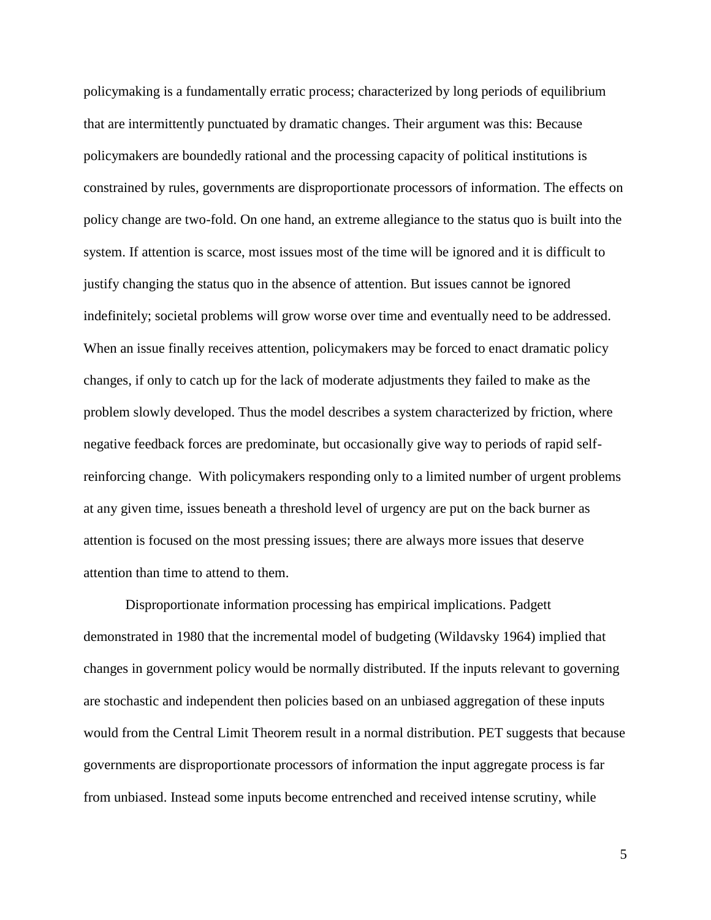policymaking is a fundamentally erratic process; characterized by long periods of equilibrium that are intermittently punctuated by dramatic changes. Their argument was this: Because policymakers are boundedly rational and the processing capacity of political institutions is constrained by rules, governments are disproportionate processors of information. The effects on policy change are two-fold. On one hand, an extreme allegiance to the status quo is built into the system. If attention is scarce, most issues most of the time will be ignored and it is difficult to justify changing the status quo in the absence of attention. But issues cannot be ignored indefinitely; societal problems will grow worse over time and eventually need to be addressed. When an issue finally receives attention, policymakers may be forced to enact dramatic policy changes, if only to catch up for the lack of moderate adjustments they failed to make as the problem slowly developed. Thus the model describes a system characterized by friction, where negative feedback forces are predominate, but occasionally give way to periods of rapid self-reinforcing change. With policymakers responding only to a limited number of urgent problems at any given time, issues beneath a threshold level of urgency are put on the back burner as attention is focused on the most pressing issues; there are always more issues that deserve attention than time to attend to them.

Disproportionate information processing has empirical implications. Padgett demonstrated in 1980 that the incremental model of budgeting (Wildavsky 1964) implied that changes in government policy would be normally distributed. If the inputs relevant to governing are stochastic and independent then policies based on an unbiased aggregation of these inputs would from the Central Limit Theorem result in a normal distribution. PET suggests that because governments are disproportionate processors of information the input aggregate process is far from unbiased. Instead some inputs become entrenched and received intense scrutiny, while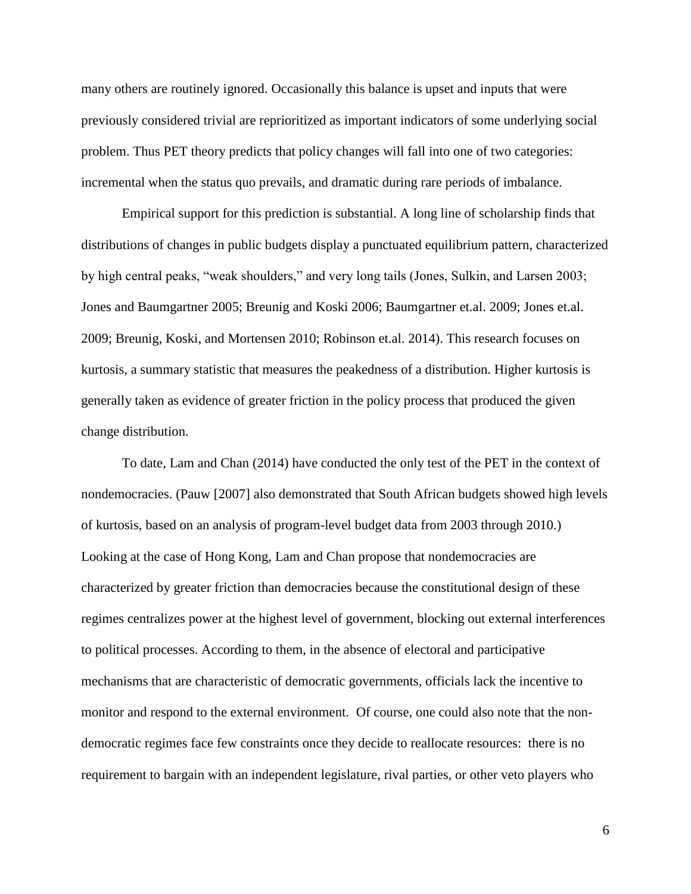many others are routinely ignored. Occasionally this balance is upset and inputs that were previously considered trivial are reprioritized as important indicators of some underlying social problem. Thus PET theory predicts that policy changes will fall into one of two categories: incremental when the status quo prevails, and dramatic during rare periods of imbalance.

Empirical support for this prediction is substantial. A long line of scholarship finds that distributions of changes in public budgets display a punctuated equilibrium pattern, characterized by high central peaks, "weak shoulders," and very long tails (Jones, Sulkin, and Larsen 2003; Jones and Baumgartner 2005; Breunig and Koski 2006; Baumgartner et.al. 2009; Jones et.al. 2009; Breunig, Koski, and Mortensen 2010; Robinson et.al. 2014). This research focuses on kurtosis, a summary statistic that measures the peakedness of a distribution. Higher kurtosis is generally taken as evidence of greater friction in the policy process that produced the given change distribution.

To date, Lam and Chan (2014) have conducted the only test of the PET in the context of nondemocracies. (Pauw [2007] also demonstrated that South African budgets showed high levels of kurtosis, based on an analysis of program-level budget data from 2003 through 2010.) Looking at the case of Hong Kong, Lam and Chan propose that nondemocracies are characterized by greater friction than democracies because the constitutional design of these regimes centralizes power at the highest level of government, blocking out external interferences to political processes. According to them, in the absence of electoral and participative mechanisms that are characteristic of democratic governments, officials lack the incentive to monitor and respond to the external environment. Of course, one could also note that the non-democratic regimes face few constraints once they decide to reallocate resources: there is no requirement to bargain with an independent legislature, rival parties, or other veto players who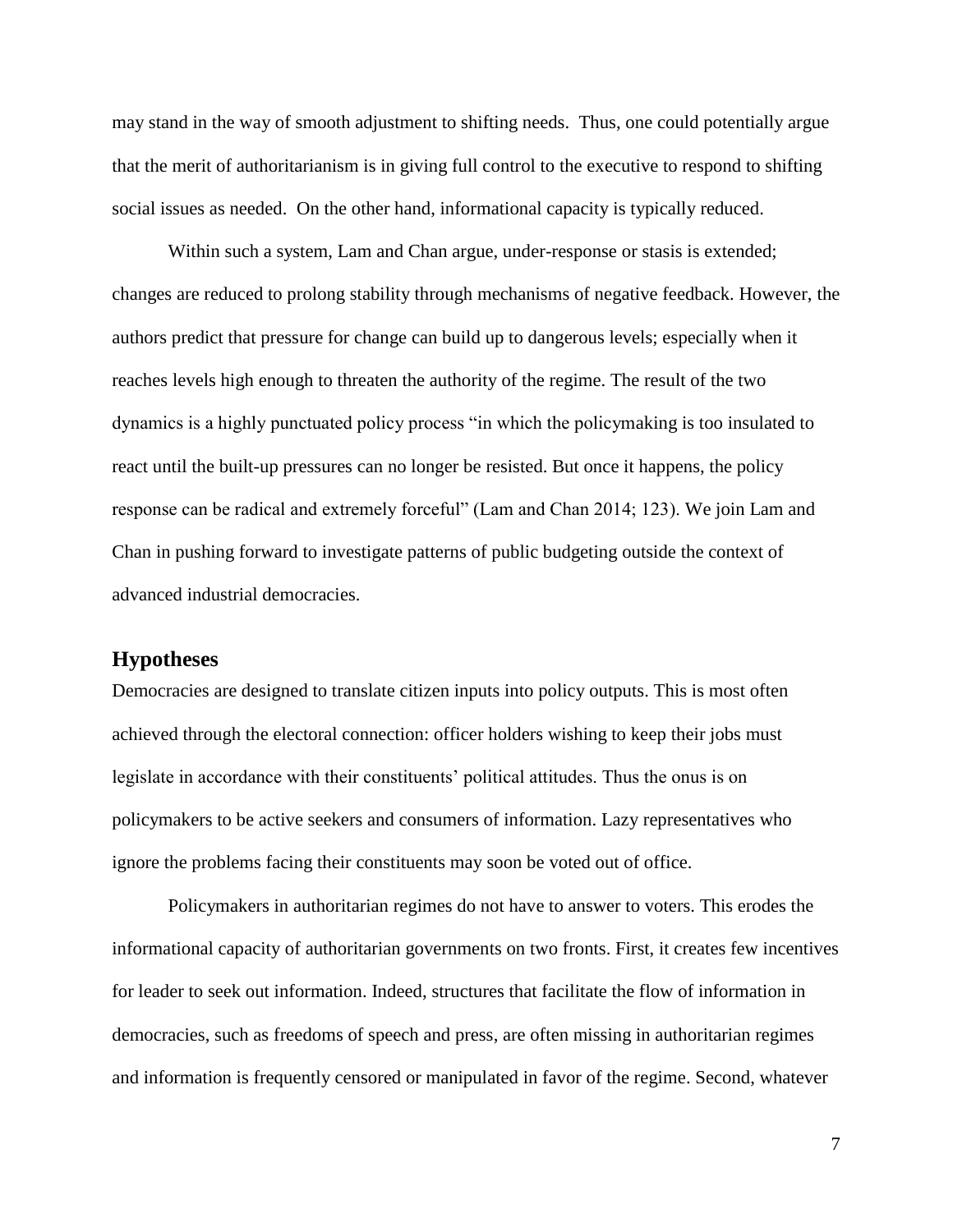may stand in the way of smooth adjustment to shifting needs. Thus, one could potentially argue that the merit of authoritarianism is in giving full control to the executive to respond to shifting social issues as needed. On the other hand, informational capacity is typically reduced.

Within such a system, Lam and Chan argue, under-response or stasis is extended; changes are reduced to prolong stability through mechanisms of negative feedback. However, the authors predict that pressure for change can build up to dangerous levels; especially when it reaches levels high enough to threaten the authority of the regime. The result of the two dynamics is a highly punctuated policy process "in which the policymaking is too insulated to react until the built-up pressures can no longer be resisted. But once it happens, the policy response can be radical and extremely forceful" (Lam and Chan 2014; 123). We join Lam and Chan in pushing forward to investigate patterns of public budgeting outside the context of advanced industrial democracies.

## Hypotheses

Democracies are designed to translate citizen inputs into policy outputs. This is most often achieved through the electoral connection: officer holders wishing to keep their jobs must legislate in accordance with their constituents' political attitudes. Thus the onus is on policymakers to be active seekers and consumers of information. Lazy representatives who ignore the problems facing their constituents may soon be voted out of office.

Policymakers in authoritarian regimes do not have to answer to voters. This erodes the informational capacity of authoritarian governments on two fronts. First, it creates few incentives for leader to seek out information. Indeed, structures that facilitate the flow of information in democracies, such as freedoms of speech and press, are often missing in authoritarian regimes and information is frequently censored or manipulated in favor of the regime. Second, whatever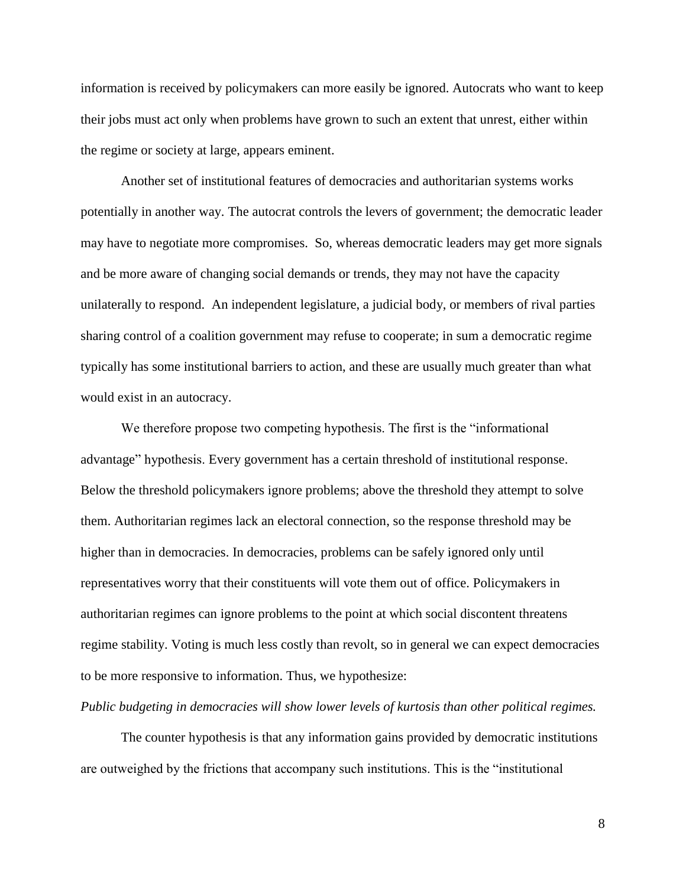information is received by policymakers can more easily be ignored. Autocrats who want to keep their jobs must act only when problems have grown to such an extent that unrest, either within the regime or society at large, appears eminent.

Another set of institutional features of democracies and authoritarian systems works potentially in another way. The autocrat controls the levers of government; the democratic leader may have to negotiate more compromises. So, whereas democratic leaders may get more signals and be more aware of changing social demands or trends, they may not have the capacity unilaterally to respond. An independent legislature, a judicial body, or members of rival parties sharing control of a coalition government may refuse to cooperate; in sum a democratic regime typically has some institutional barriers to action, and these are usually much greater than what would exist in an autocracy.

We therefore propose two competing hypothesis. The first is the "informational advantage" hypothesis. Every government has a certain threshold of institutional response. Below the threshold policymakers ignore problems; above the threshold they attempt to solve them. Authoritarian regimes lack an electoral connection, so the response threshold may be higher than in democracies. In democracies, problems can be safely ignored only until representatives worry that their constituents will vote them out of office. Policymakers in authoritarian regimes can ignore problems to the point at which social discontent threatens regime stability. Voting is much less costly than revolt, so in general we can expect democracies to be more responsive to information. Thus, we hypothesize:

*Public budgeting in democracies will show lower levels of kurtosis than other political regimes.*

The counter hypothesis is that any information gains provided by democratic institutions are outweighed by the frictions that accompany such institutions. This is the "institutional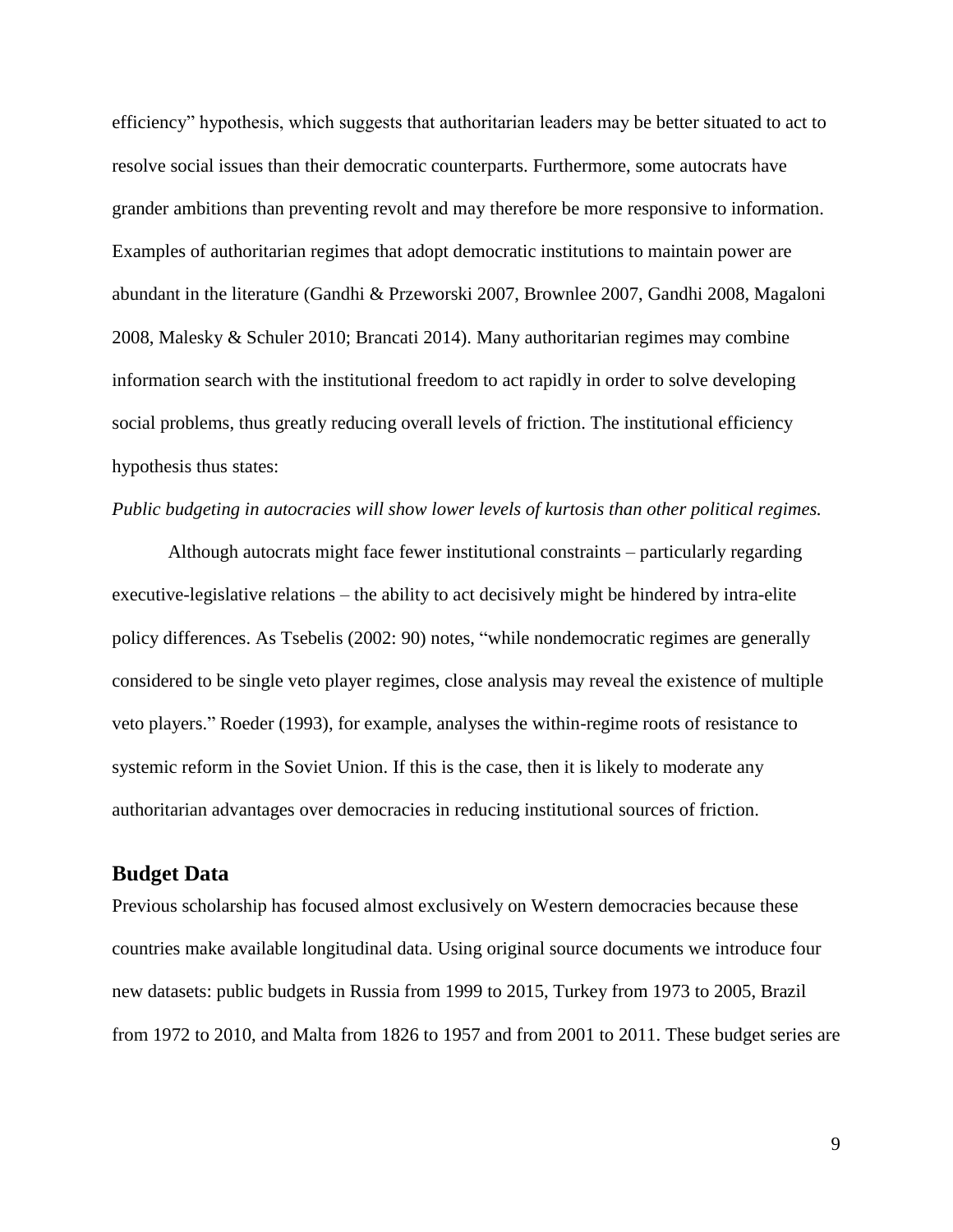efficiency" hypothesis, which suggests that authoritarian leaders may be better situated to act to resolve social issues than their democratic counterparts. Furthermore, some autocrats have grander ambitions than preventing revolt and may therefore be more responsive to information. Examples of authoritarian regimes that adopt democratic institutions to maintain power are abundant in the literature (Gandhi & Przeworski 2007, Brownlee 2007, Gandhi 2008, Magaloni 2008, Malesky & Schuler 2010; Brancati 2014). Many authoritarian regimes may combine information search with the institutional freedom to act rapidly in order to solve developing social problems, thus greatly reducing overall levels of friction. The institutional efficiency hypothesis thus states:

*Public budgeting in autocracies will show lower levels of kurtosis than other political regimes.*

Although autocrats might face fewer institutional constraints – particularly regarding executive-legislative relations – the ability to act decisively might be hindered by intra-elite policy differences. As Tsebelis (2002: 90) notes, "while nondemocratic regimes are generally considered to be single veto player regimes, close analysis may reveal the existence of multiple veto players." Roeder (1993), for example, analyses the within-regime roots of resistance to systemic reform in the Soviet Union. If this is the case, then it is likely to moderate any authoritarian advantages over democracies in reducing institutional sources of friction.

## Budget Data

Previous scholarship has focused almost exclusively on Western democracies because these countries make available longitudinal data. Using original source documents we introduce four new datasets: public budgets in Russia from 1999 to 2015, Turkey from 1973 to 2005, Brazil from 1972 to 2010, and Malta from 1826 to 1957 and from 2001 to 2011. These budget series are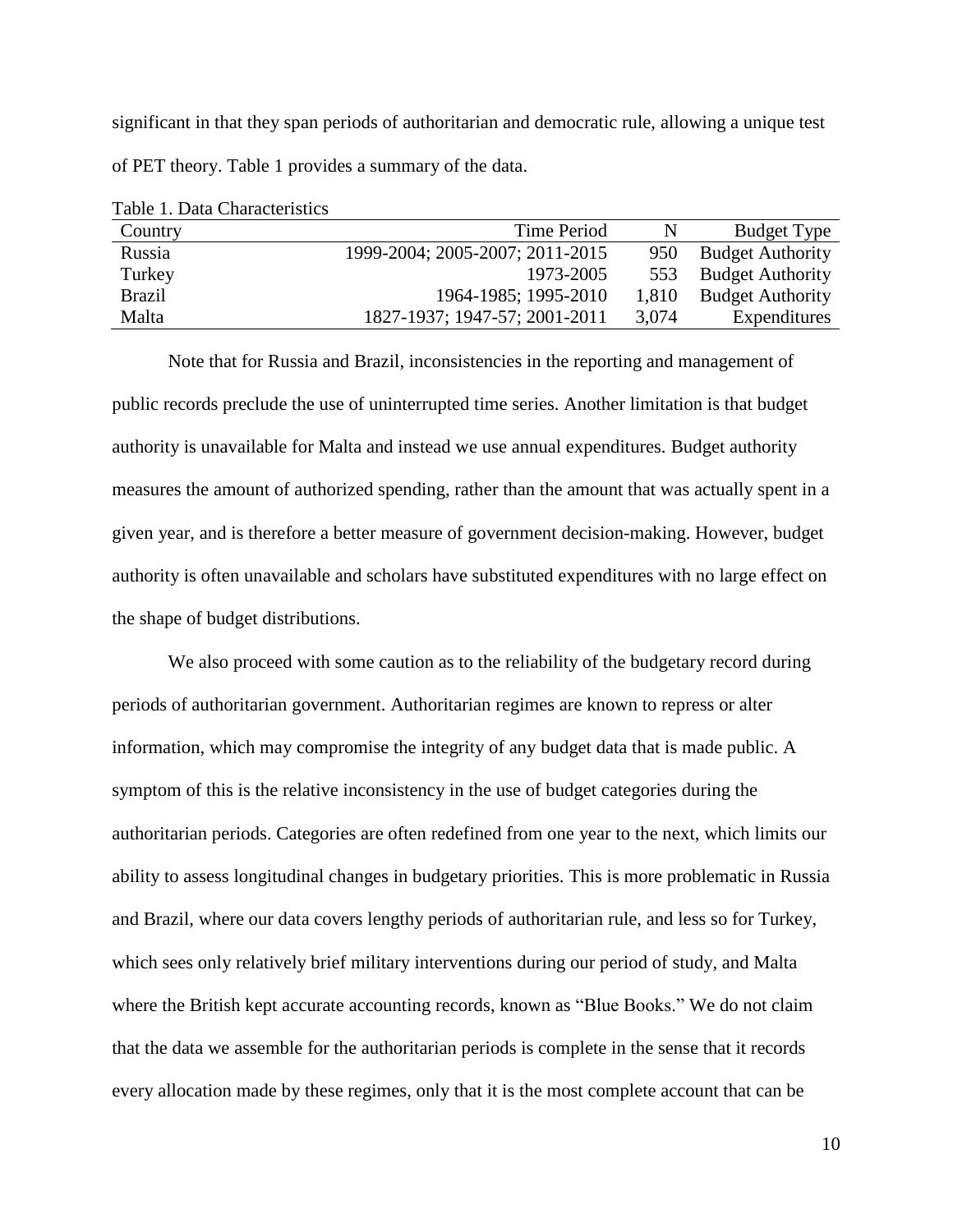significant in that they span periods of authoritarian and democratic rule, allowing a unique test of PET theory. Table 1 provides a summary of the data.

Table 1. Data Characteristics

| Country | Time Period | N | Budget Type |
|---|---|---|---|
| Russia | 1999-2004; 2005-2007; 2011-2015 | 950 | Budget Authority |
| Turkey | 1973-2005 | 553 | Budget Authority |
| Brazil | 1964-1985; 1995-2010 | 1,810 | Budget Authority |
| Malta | 1827-1937; 1947-57; 2001-2011 | 3,074 | Expenditures |

Note that for Russia and Brazil, inconsistencies in the reporting and management of public records preclude the use of uninterrupted time series. Another limitation is that budget authority is unavailable for Malta and instead we use annual expenditures. Budget authority measures the amount of authorized spending, rather than the amount that was actually spent in a given year, and is therefore a better measure of government decision-making. However, budget authority is often unavailable and scholars have substituted expenditures with no large effect on the shape of budget distributions.

We also proceed with some caution as to the reliability of the budgetary record during periods of authoritarian government. Authoritarian regimes are known to repress or alter information, which may compromise the integrity of any budget data that is made public. A symptom of this is the relative inconsistency in the use of budget categories during the authoritarian periods. Categories are often redefined from one year to the next, which limits our ability to assess longitudinal changes in budgetary priorities. This is more problematic in Russia and Brazil, where our data covers lengthy periods of authoritarian rule, and less so for Turkey, which sees only relatively brief military interventions during our period of study, and Malta where the British kept accurate accounting records, known as "Blue Books." We do not claim that the data we assemble for the authoritarian periods is complete in the sense that it records every allocation made by these regimes, only that it is the most complete account that can be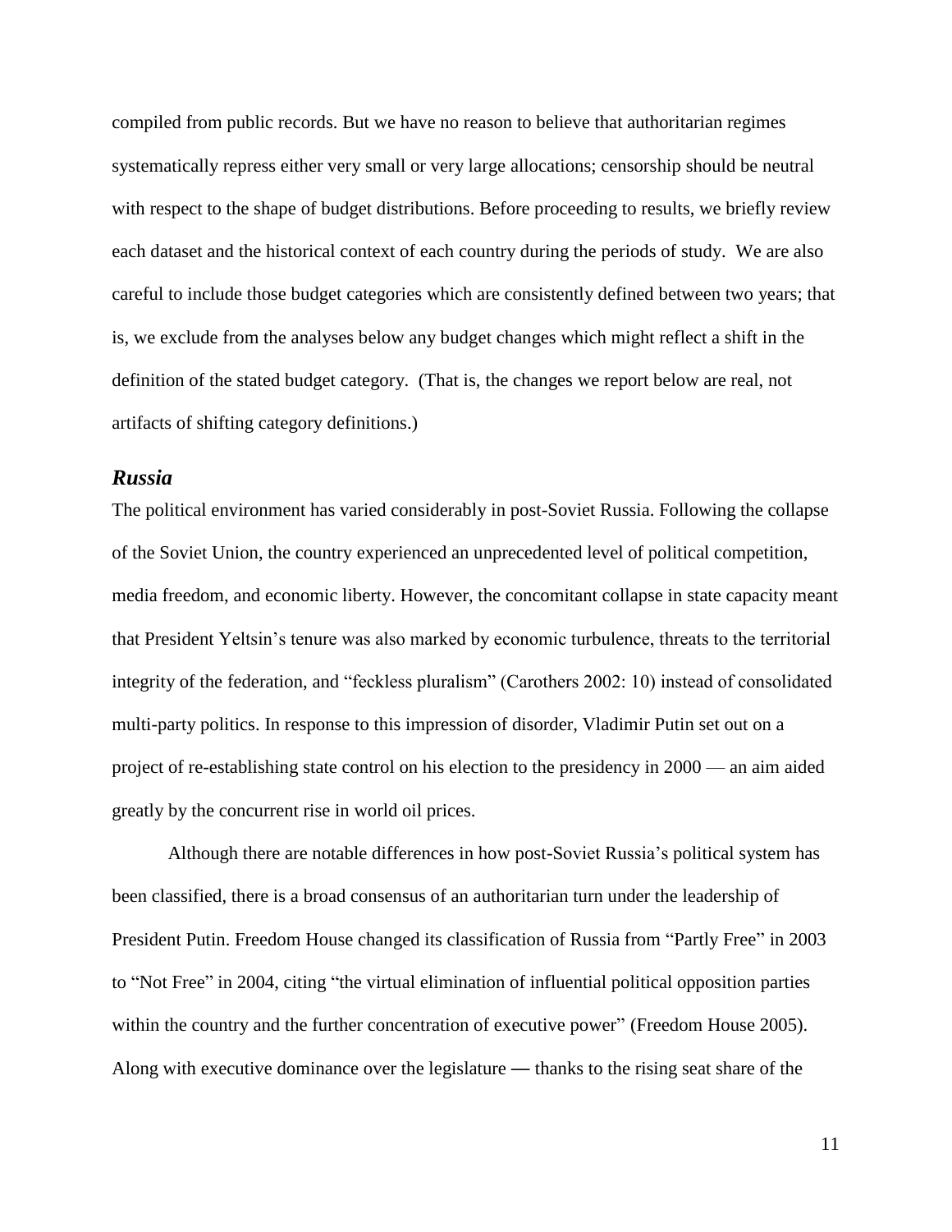compiled from public records. But we have no reason to believe that authoritarian regimes systematically repress either very small or very large allocations; censorship should be neutral with respect to the shape of budget distributions. Before proceeding to results, we briefly review each dataset and the historical context of each country during the periods of study. We are also careful to include those budget categories which are consistently defined between two years; that is, we exclude from the analyses below any budget changes which might reflect a shift in the definition of the stated budget category. (That is, the changes we report below are real, not artifacts of shifting category definitions.)

### *Russia*

The political environment has varied considerably in post-Soviet Russia. Following the collapse of the Soviet Union, the country experienced an unprecedented level of political competition, media freedom, and economic liberty. However, the concomitant collapse in state capacity meant that President Yeltsin's tenure was also marked by economic turbulence, threats to the territorial integrity of the federation, and "feckless pluralism" (Carothers 2002: 10) instead of consolidated multi-party politics. In response to this impression of disorder, Vladimir Putin set out on a project of re-establishing state control on his election to the presidency in 2000 — an aim aided greatly by the concurrent rise in world oil prices.

Although there are notable differences in how post-Soviet Russia's political system has been classified, there is a broad consensus of an authoritarian turn under the leadership of President Putin. Freedom House changed its classification of Russia from "Partly Free" in 2003 to "Not Free" in 2004, citing "the virtual elimination of influential political opposition parties within the country and the further concentration of executive power" (Freedom House 2005). Along with executive dominance over the legislature — thanks to the rising seat share of the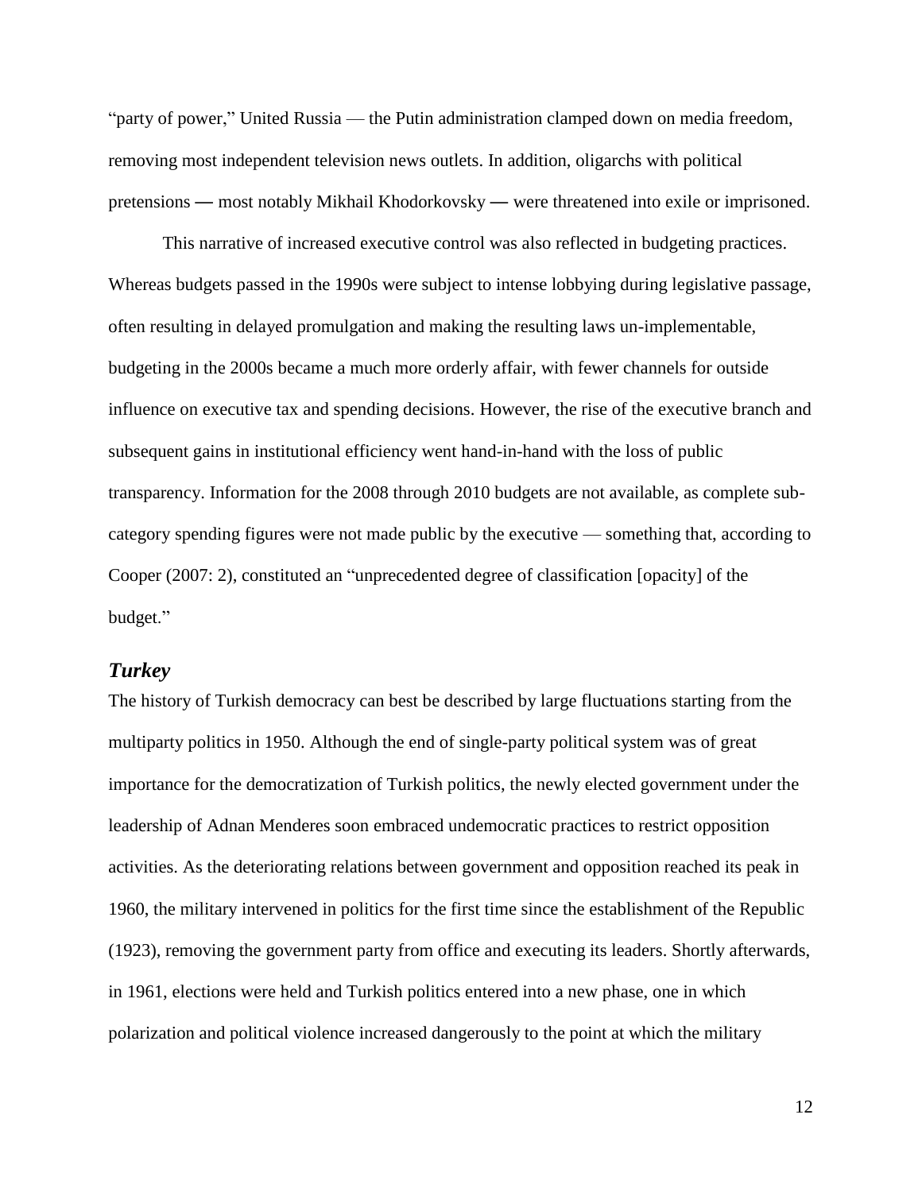"party of power," United Russia — the Putin administration clamped down on media freedom, removing most independent television news outlets. In addition, oligarchs with political pretensions ― most notably Mikhail Khodorkovsky ― were threatened into exile or imprisoned.

This narrative of increased executive control was also reflected in budgeting practices. Whereas budgets passed in the 1990s were subject to intense lobbying during legislative passage, often resulting in delayed promulgation and making the resulting laws un-implementable, budgeting in the 2000s became a much more orderly affair, with fewer channels for outside influence on executive tax and spending decisions. However, the rise of the executive branch and subsequent gains in institutional efficiency went hand-in-hand with the loss of public transparency. Information for the 2008 through 2010 budgets are not available, as complete sub-category spending figures were not made public by the executive — something that, according to Cooper (2007: 2), constituted an "unprecedented degree of classification [opacity] of the budget."

### *Turkey*

The history of Turkish democracy can best be described by large fluctuations starting from the multiparty politics in 1950. Although the end of single-party political system was of great importance for the democratization of Turkish politics, the newly elected government under the leadership of Adnan Menderes soon embraced undemocratic practices to restrict opposition activities. As the deteriorating relations between government and opposition reached its peak in 1960, the military intervened in politics for the first time since the establishment of the Republic (1923), removing the government party from office and executing its leaders. Shortly afterwards, in 1961, elections were held and Turkish politics entered into a new phase, one in which polarization and political violence increased dangerously to the point at which the military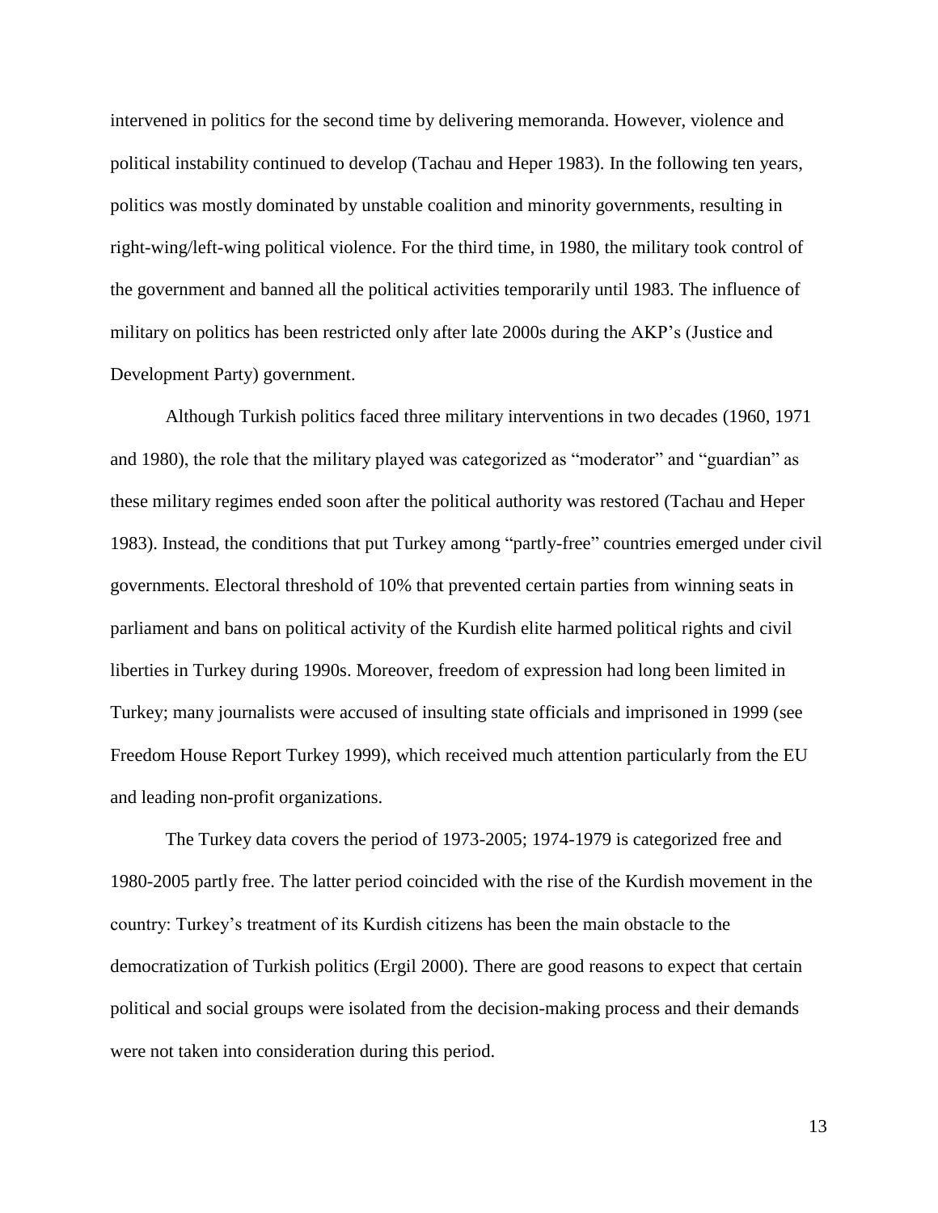intervened in politics for the second time by delivering memoranda. However, violence and political instability continued to develop (Tachau and Heper 1983). In the following ten years, politics was mostly dominated by unstable coalition and minority governments, resulting in right-wing/left-wing political violence. For the third time, in 1980, the military took control of the government and banned all the political activities temporarily until 1983. The influence of military on politics has been restricted only after late 2000s during the AKP's (Justice and Development Party) government.

Although Turkish politics faced three military interventions in two decades (1960, 1971 and 1980), the role that the military played was categorized as "moderator" and "guardian" as these military regimes ended soon after the political authority was restored (Tachau and Heper 1983). Instead, the conditions that put Turkey among "partly-free" countries emerged under civil governments. Electoral threshold of 10% that prevented certain parties from winning seats in parliament and bans on political activity of the Kurdish elite harmed political rights and civil liberties in Turkey during 1990s. Moreover, freedom of expression had long been limited in Turkey; many journalists were accused of insulting state officials and imprisoned in 1999 (see Freedom House Report Turkey 1999), which received much attention particularly from the EU and leading non-profit organizations.

The Turkey data covers the period of 1973-2005; 1974-1979 is categorized free and 1980-2005 partly free. The latter period coincided with the rise of the Kurdish movement in the country: Turkey's treatment of its Kurdish citizens has been the main obstacle to the democratization of Turkish politics (Ergil 2000). There are good reasons to expect that certain political and social groups were isolated from the decision-making process and their demands were not taken into consideration during this period.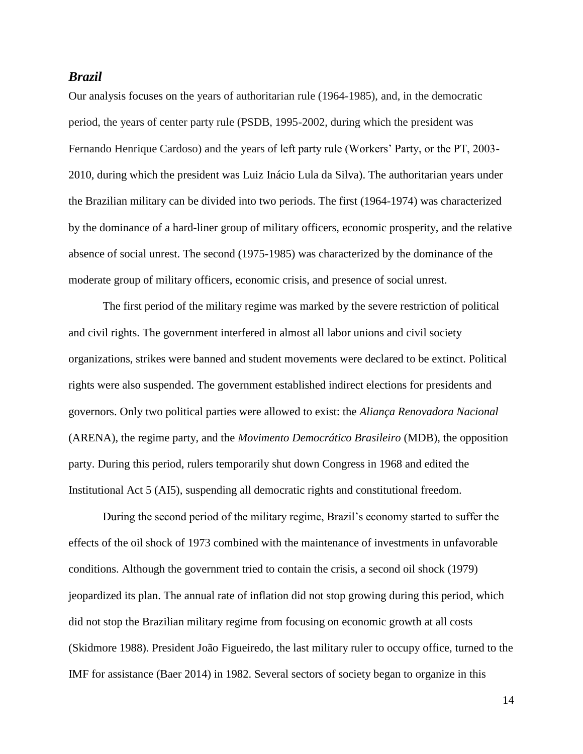### ***Brazil***

Our analysis focuses on the years of authoritarian rule (1964-1985), and, in the democratic period, the years of center party rule (PSDB, 1995-2002, during which the president was Fernando Henrique Cardoso) and the years of left party rule (Workers' Party, or the PT, 2003-2010, during which the president was Luiz Inácio Lula da Silva). The authoritarian years under the Brazilian military can be divided into two periods. The first (1964-1974) was characterized by the dominance of a hard-liner group of military officers, economic prosperity, and the relative absence of social unrest. The second (1975-1985) was characterized by the dominance of the moderate group of military officers, economic crisis, and presence of social unrest.

The first period of the military regime was marked by the severe restriction of political and civil rights. The government interfered in almost all labor unions and civil society organizations, strikes were banned and student movements were declared to be extinct. Political rights were also suspended. The government established indirect elections for presidents and governors. Only two political parties were allowed to exist: the *Aliança Renovadora Nacional* (ARENA), the regime party, and the *Movimento Democrático Brasileiro* (MDB), the opposition party. During this period, rulers temporarily shut down Congress in 1968 and edited the Institutional Act 5 (AI5), suspending all democratic rights and constitutional freedom.

During the second period of the military regime, Brazil's economy started to suffer the effects of the oil shock of 1973 combined with the maintenance of investments in unfavorable conditions. Although the government tried to contain the crisis, a second oil shock (1979) jeopardized its plan. The annual rate of inflation did not stop growing during this period, which did not stop the Brazilian military regime from focusing on economic growth at all costs (Skidmore 1988). President João Figueiredo, the last military ruler to occupy office, turned to the IMF for assistance (Baer 2014) in 1982. Several sectors of society began to organize in this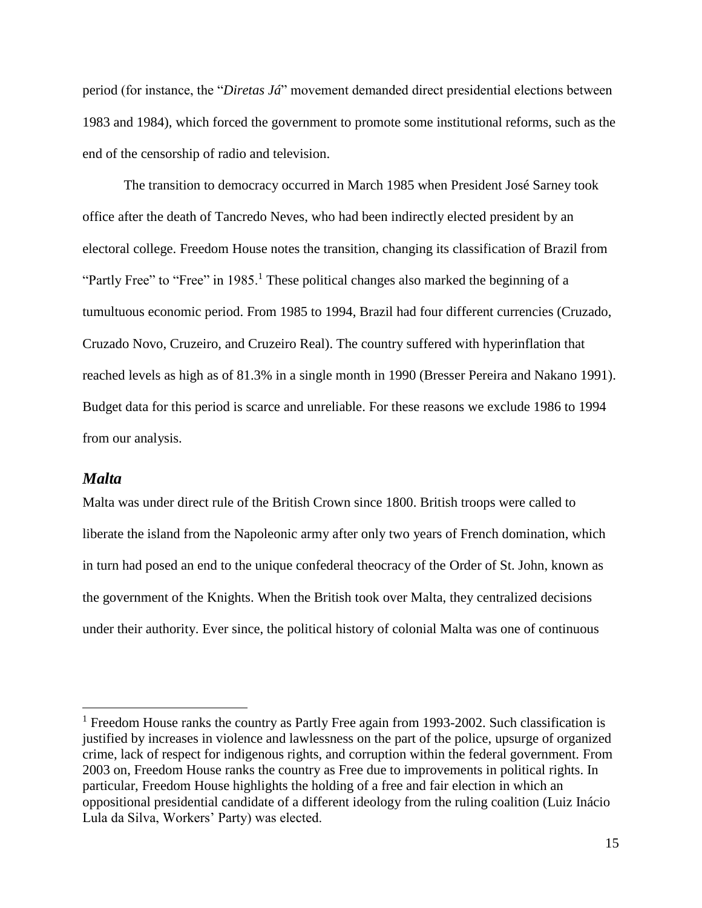period (for instance, the "*Diretas Já*" movement demanded direct presidential elections between 1983 and 1984), which forced the government to promote some institutional reforms, such as the end of the censorship of radio and television.

The transition to democracy occurred in March 1985 when President José Sarney took office after the death of Tancredo Neves, who had been indirectly elected president by an electoral college. Freedom House notes the transition, changing its classification of Brazil from "Partly Free" to "Free" in 1985.[1] These political changes also marked the beginning of a tumultuous economic period. From 1985 to 1994, Brazil had four different currencies (Cruzado, Cruzado Novo, Cruzeiro, and Cruzeiro Real). The country suffered with hyperinflation that reached levels as high as of 81.3% in a single month in 1990 (Bresser Pereira and Nakano 1991). Budget data for this period is scarce and unreliable. For these reasons we exclude 1986 to 1994 from our analysis.

### *Malta*

Malta was under direct rule of the British Crown since 1800. British troops were called to liberate the island from the Napoleonic army after only two years of French domination, which in turn had posed an end to the unique confederal theocracy of the Order of St. John, known as the government of the Knights. When the British took over Malta, they centralized decisions under their authority. Ever since, the political history of colonial Malta was one of continuous

---

[1] Freedom House ranks the country as Partly Free again from 1993-2002. Such classification is justified by increases in violence and lawlessness on the part of the police, upsurge of organized crime, lack of respect for indigenous rights, and corruption within the federal government. From 2003 on, Freedom House ranks the country as Free due to improvements in political rights. In particular, Freedom House highlights the holding of a free and fair election in which an oppositional presidential candidate of a different ideology from the ruling coalition (Luiz Inácio Lula da Silva, Workers' Party) was elected.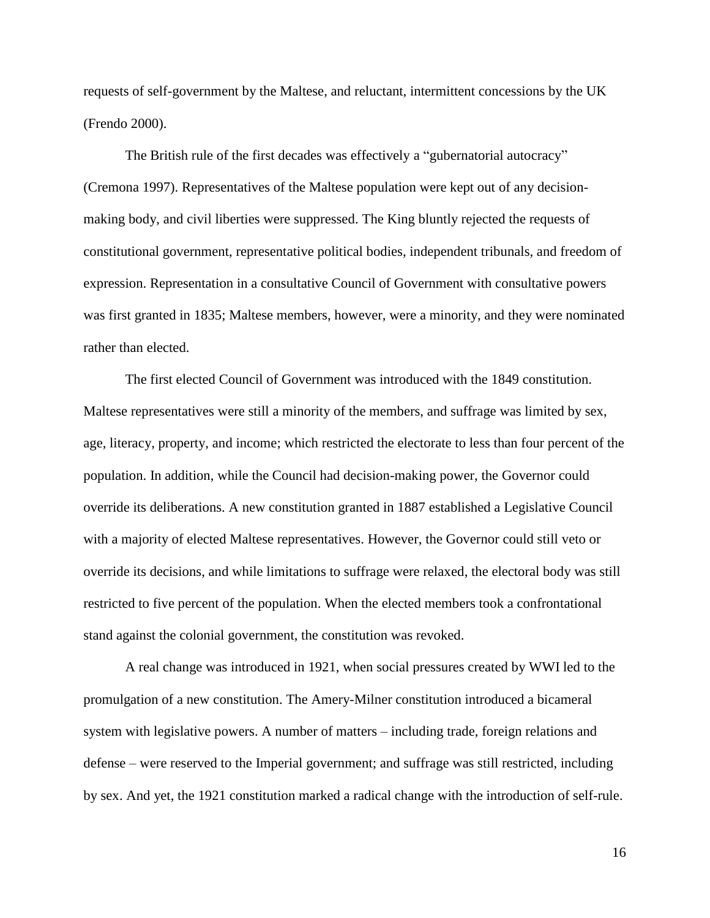requests of self-government by the Maltese, and reluctant, intermittent concessions by the UK (Frendo 2000).

The British rule of the first decades was effectively a "gubernatorial autocracy" (Cremona 1997). Representatives of the Maltese population were kept out of any decision-making body, and civil liberties were suppressed. The King bluntly rejected the requests of constitutional government, representative political bodies, independent tribunals, and freedom of expression. Representation in a consultative Council of Government with consultative powers was first granted in 1835; Maltese members, however, were a minority, and they were nominated rather than elected.

The first elected Council of Government was introduced with the 1849 constitution. Maltese representatives were still a minority of the members, and suffrage was limited by sex, age, literacy, property, and income; which restricted the electorate to less than four percent of the population. In addition, while the Council had decision-making power, the Governor could override its deliberations. A new constitution granted in 1887 established a Legislative Council with a majority of elected Maltese representatives. However, the Governor could still veto or override its decisions, and while limitations to suffrage were relaxed, the electoral body was still restricted to five percent of the population. When the elected members took a confrontational stand against the colonial government, the constitution was revoked.

A real change was introduced in 1921, when social pressures created by WWI led to the promulgation of a new constitution. The Amery-Milner constitution introduced a bicameral system with legislative powers. A number of matters – including trade, foreign relations and defense – were reserved to the Imperial government; and suffrage was still restricted, including by sex. And yet, the 1921 constitution marked a radical change with the introduction of self-rule.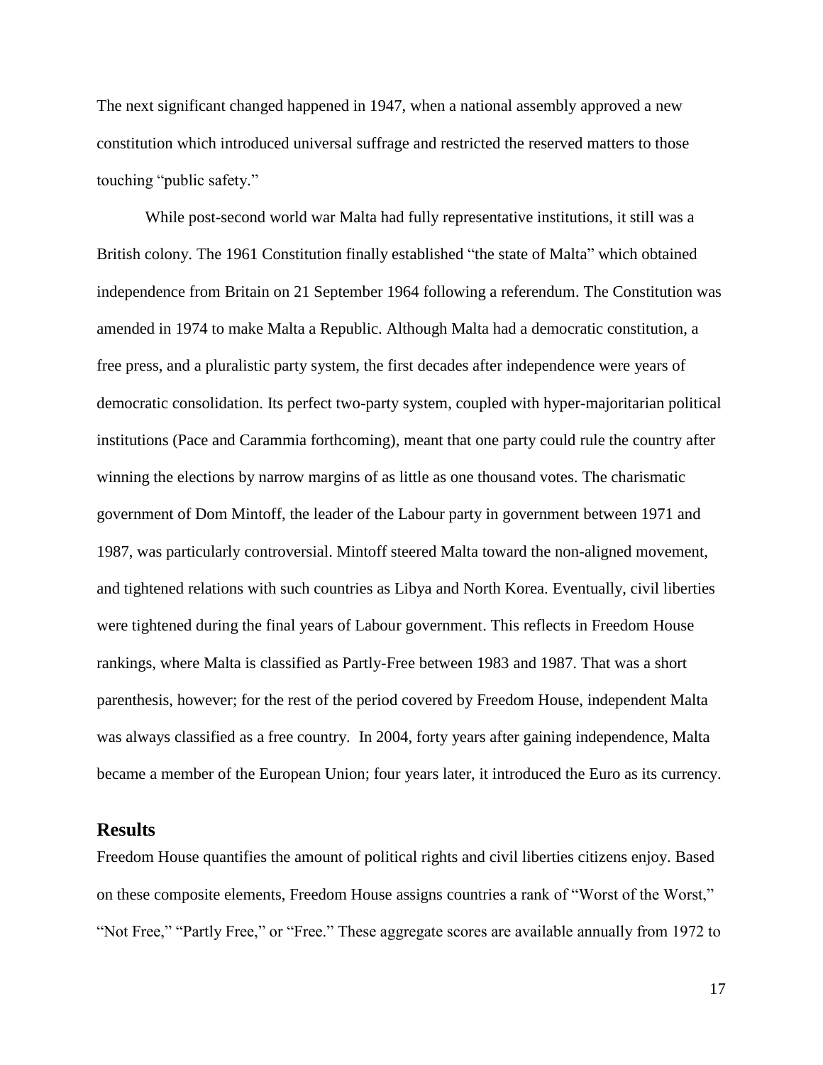The next significant changed happened in 1947, when a national assembly approved a new constitution which introduced universal suffrage and restricted the reserved matters to those touching "public safety."

While post-second world war Malta had fully representative institutions, it still was a British colony. The 1961 Constitution finally established "the state of Malta" which obtained independence from Britain on 21 September 1964 following a referendum. The Constitution was amended in 1974 to make Malta a Republic. Although Malta had a democratic constitution, a free press, and a pluralistic party system, the first decades after independence were years of democratic consolidation. Its perfect two-party system, coupled with hyper-majoritarian political institutions (Pace and Carammia forthcoming), meant that one party could rule the country after winning the elections by narrow margins of as little as one thousand votes. The charismatic government of Dom Mintoff, the leader of the Labour party in government between 1971 and 1987, was particularly controversial. Mintoff steered Malta toward the non-aligned movement, and tightened relations with such countries as Libya and North Korea. Eventually, civil liberties were tightened during the final years of Labour government. This reflects in Freedom House rankings, where Malta is classified as Partly-Free between 1983 and 1987. That was a short parenthesis, however; for the rest of the period covered by Freedom House, independent Malta was always classified as a free country. In 2004, forty years after gaining independence, Malta became a member of the European Union; four years later, it introduced the Euro as its currency.

## Results

Freedom House quantifies the amount of political rights and civil liberties citizens enjoy. Based on these composite elements, Freedom House assigns countries a rank of "Worst of the Worst," "Not Free," "Partly Free," or "Free." These aggregate scores are available annually from 1972 to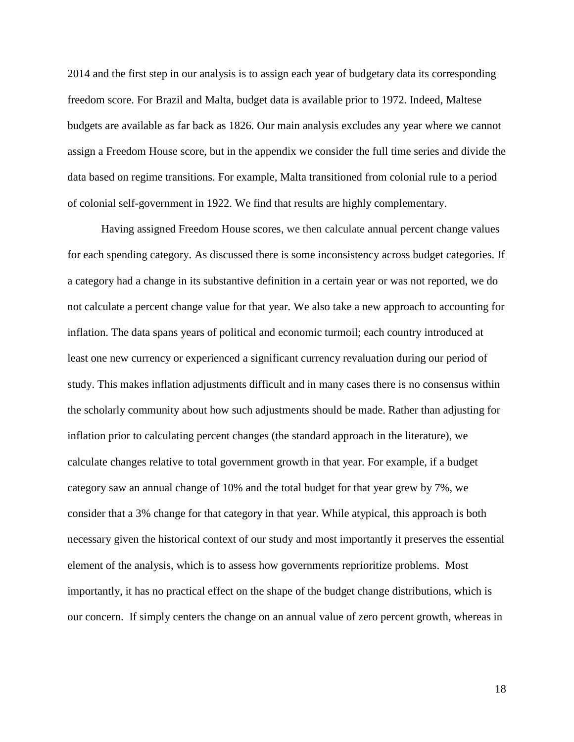2014 and the first step in our analysis is to assign each year of budgetary data its corresponding freedom score. For Brazil and Malta, budget data is available prior to 1972. Indeed, Maltese budgets are available as far back as 1826. Our main analysis excludes any year where we cannot assign a Freedom House score, but in the appendix we consider the full time series and divide the data based on regime transitions. For example, Malta transitioned from colonial rule to a period of colonial self-government in 1922. We find that results are highly complementary.

Having assigned Freedom House scores, we then calculate annual percent change values for each spending category. As discussed there is some inconsistency across budget categories. If a category had a change in its substantive definition in a certain year or was not reported, we do not calculate a percent change value for that year. We also take a new approach to accounting for inflation. The data spans years of political and economic turmoil; each country introduced at least one new currency or experienced a significant currency revaluation during our period of study. This makes inflation adjustments difficult and in many cases there is no consensus within the scholarly community about how such adjustments should be made. Rather than adjusting for inflation prior to calculating percent changes (the standard approach in the literature), we calculate changes relative to total government growth in that year. For example, if a budget category saw an annual change of 10% and the total budget for that year grew by 7%, we consider that a 3% change for that category in that year. While atypical, this approach is both necessary given the historical context of our study and most importantly it preserves the essential element of the analysis, which is to assess how governments reprioritize problems. Most importantly, it has no practical effect on the shape of the budget change distributions, which is our concern. If simply centers the change on an annual value of zero percent growth, whereas in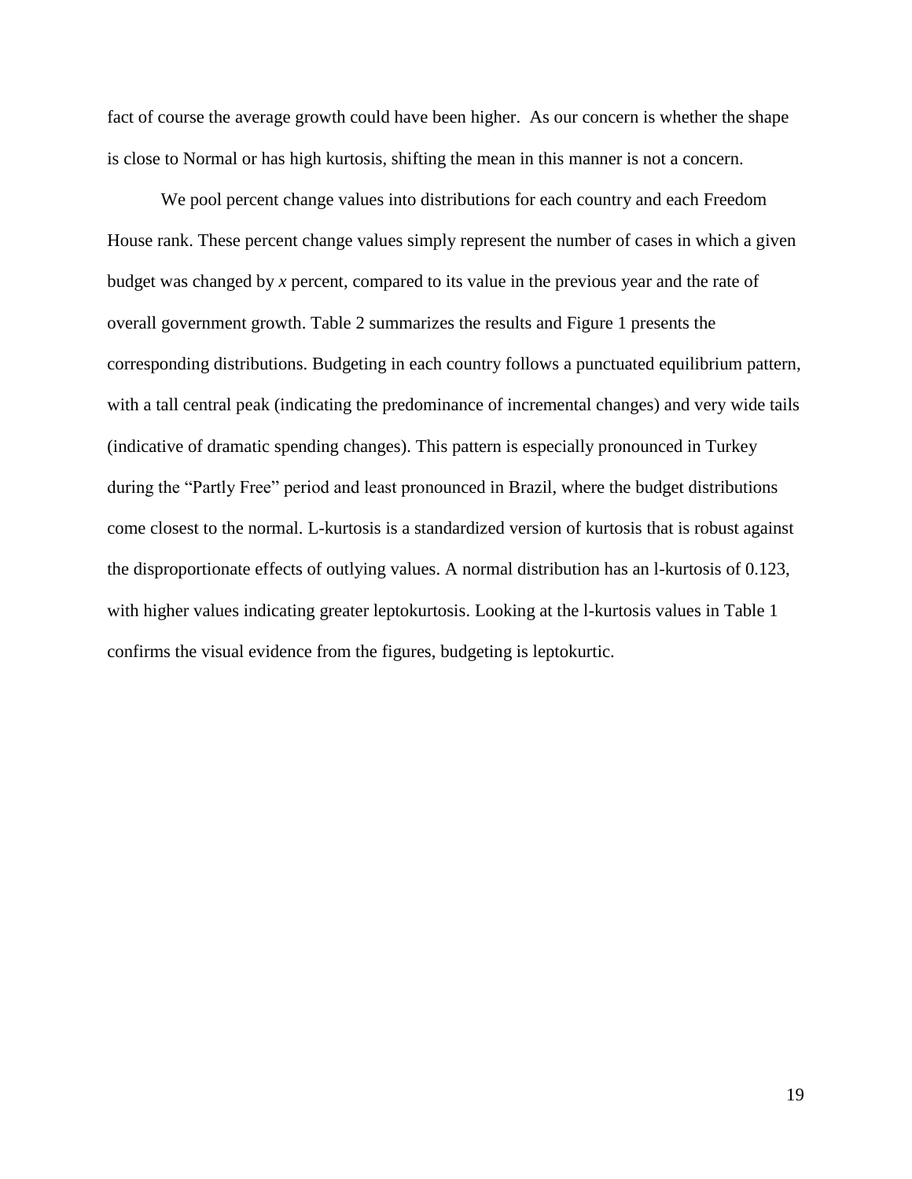fact of course the average growth could have been higher. As our concern is whether the shape is close to Normal or has high kurtosis, shifting the mean in this manner is not a concern.

We pool percent change values into distributions for each country and each Freedom House rank. These percent change values simply represent the number of cases in which a given budget was changed by *x* percent, compared to its value in the previous year and the rate of overall government growth. Table 2 summarizes the results and Figure 1 presents the corresponding distributions. Budgeting in each country follows a punctuated equilibrium pattern, with a tall central peak (indicating the predominance of incremental changes) and very wide tails (indicative of dramatic spending changes). This pattern is especially pronounced in Turkey during the "Partly Free" period and least pronounced in Brazil, where the budget distributions come closest to the normal. L-kurtosis is a standardized version of kurtosis that is robust against the disproportionate effects of outlying values. A normal distribution has an l-kurtosis of 0.123, with higher values indicating greater leptokurtosis. Looking at the l-kurtosis values in Table 1 confirms the visual evidence from the figures, budgeting is leptokurtic.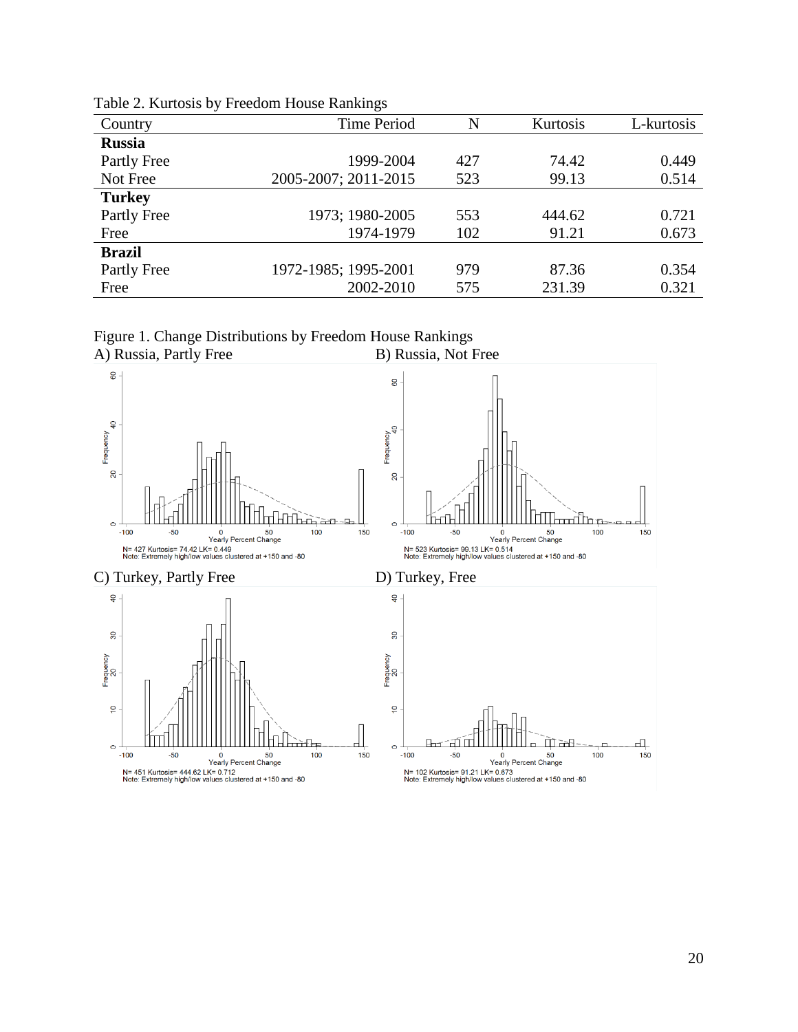Table 2. Kurtosis by Freedom House Rankings

| Country | Time Period | N | Kurtosis | L-kurtosis |
|---|---|---|---|---|
| **Russia** | | | | |
| Partly Free | 1999-2004 | 427 | 74.42 | 0.449 |
| Not Free | 2005-2007; 2011-2015 | 523 | 99.13 | 0.514 |
| **Turkey** | | | | |
| Partly Free | 1973; 1980-2005 | 553 | 444.62 | 0.721 |
| Free | 1974-1979 | 102 | 91.21 | 0.673 |
| **Brazil** | | | | |
| Partly Free | 1972-1985; 1995-2001 | 979 | 87.36 | 0.354 |
| Free | 2002-2010 | 575 | 231.39 | 0.321 |

Figure 1. Change Distributions by Freedom House Rankings

A) Russia, Partly Free

N= 427 Kurtosis= 74.42 LK= 0.449
Note: Extremely high/low values clustered at +150 and -80

B) Russia, Not Free

N= 523 Kurtosis= 99.13 LK= 0.514
Note: Extremely high/low values clustered at +150 and -80

C) Turkey, Partly Free

N= 451 Kurtosis= 444.62 LK= 0.712
Note: Extremely high/low values clustered at +150 and -80

D) Turkey, Free

N= 102 Kurtosis= 91.21 LK= 0.673
Note: Extremely high/low values clustered at +150 and -80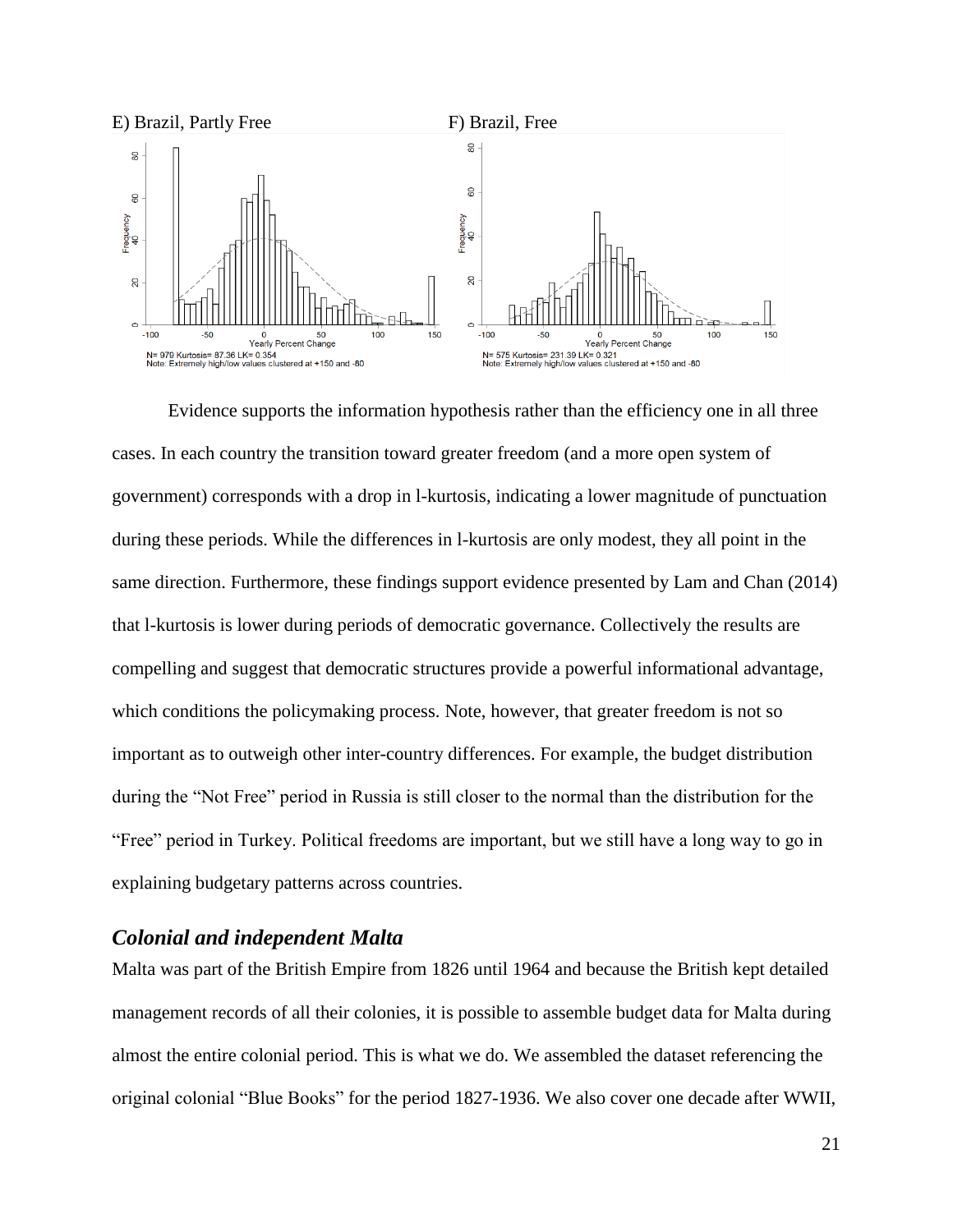E) Brazil, Partly Free

F) Brazil, Free

N= 979 Kurtosis= 87.36 LK= 0.354
Note: Extremely high/low values clustered at +150 and -80

N= 575 Kurtosis= 231.39 LK= 0.321
Note: Extremely high/low values clustered at +150 and -80

Evidence supports the information hypothesis rather than the efficiency one in all three cases. In each country the transition toward greater freedom (and a more open system of government) corresponds with a drop in l-kurtosis, indicating a lower magnitude of punctuation during these periods. While the differences in l-kurtosis are only modest, they all point in the same direction. Furthermore, these findings support evidence presented by Lam and Chan (2014) that l-kurtosis is lower during periods of democratic governance. Collectively the results are compelling and suggest that democratic structures provide a powerful informational advantage, which conditions the policymaking process. Note, however, that greater freedom is not so important as to outweigh other inter-country differences. For example, the budget distribution during the "Not Free" period in Russia is still closer to the normal than the distribution for the "Free" period in Turkey. Political freedoms are important, but we still have a long way to go in explaining budgetary patterns across countries.

## *Colonial and independent Malta*

Malta was part of the British Empire from 1826 until 1964 and because the British kept detailed management records of all their colonies, it is possible to assemble budget data for Malta during almost the entire colonial period. This is what we do. We assembled the dataset referencing the original colonial "Blue Books" for the period 1827-1936. We also cover one decade after WWII,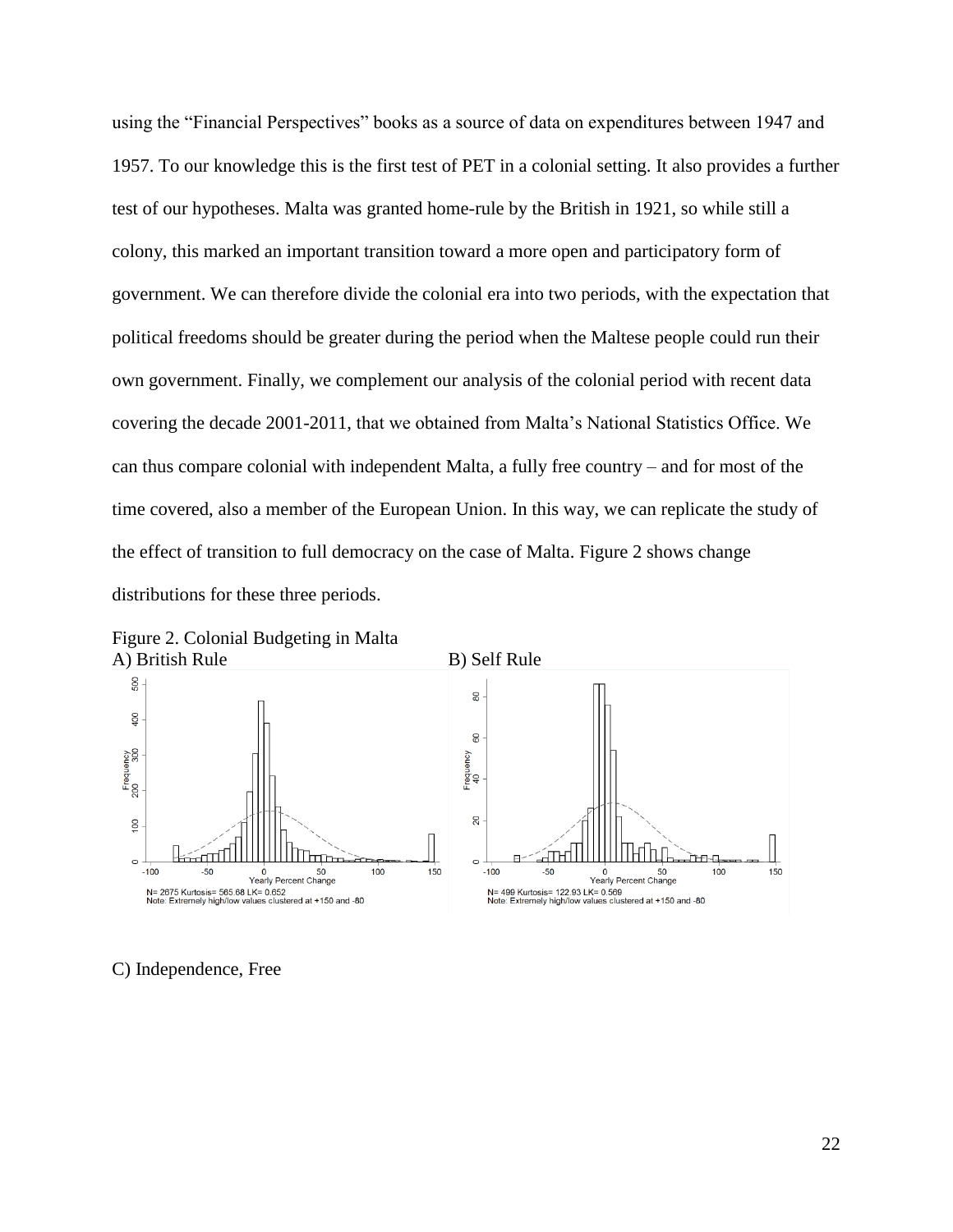using the "Financial Perspectives" books as a source of data on expenditures between 1947 and 1957. To our knowledge this is the first test of PET in a colonial setting. It also provides a further test of our hypotheses. Malta was granted home-rule by the British in 1921, so while still a colony, this marked an important transition toward a more open and participatory form of government. We can therefore divide the colonial era into two periods, with the expectation that political freedoms should be greater during the period when the Maltese people could run their own government. Finally, we complement our analysis of the colonial period with recent data covering the decade 2001-2011, that we obtained from Malta's National Statistics Office. We can thus compare colonial with independent Malta, a fully free country – and for most of the time covered, also a member of the European Union. In this way, we can replicate the study of the effect of transition to full democracy on the case of Malta. Figure 2 shows change distributions for these three periods.

Figure 2. Colonial Budgeting in Malta

A) British Rule

N= 2675 Kurtosis= 565.68 LK= 0.652
Note: Extremely high/low values clustered at +150 and -80

B) Self Rule

N= 499 Kurtosis= 122.93 LK= 0.569
Note: Extremely high/low values clustered at +150 and -80

C) Independence, Free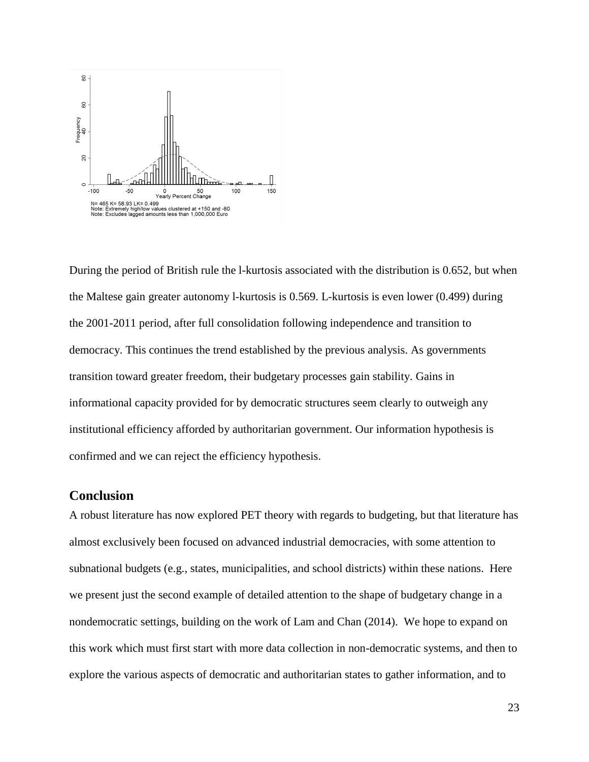N= 465 K= 58.93 LK= 0.499
Note: Extremely high/low values clustered at +150 and -80
Note: Excludes lagged amounts less than 1,000,000 Euro

During the period of British rule the l-kurtosis associated with the distribution is 0.652, but when the Maltese gain greater autonomy l-kurtosis is 0.569. L-kurtosis is even lower (0.499) during the 2001-2011 period, after full consolidation following independence and transition to democracy. This continues the trend established by the previous analysis. As governments transition toward greater freedom, their budgetary processes gain stability. Gains in informational capacity provided for by democratic structures seem clearly to outweigh any institutional efficiency afforded by authoritarian government. Our information hypothesis is confirmed and we can reject the efficiency hypothesis.

## Conclusion

A robust literature has now explored PET theory with regards to budgeting, but that literature has almost exclusively been focused on advanced industrial democracies, with some attention to subnational budgets (e.g., states, municipalities, and school districts) within these nations. Here we present just the second example of detailed attention to the shape of budgetary change in a nondemocratic settings, building on the work of Lam and Chan (2014). We hope to expand on this work which must first start with more data collection in non-democratic systems, and then to explore the various aspects of democratic and authoritarian states to gather information, and to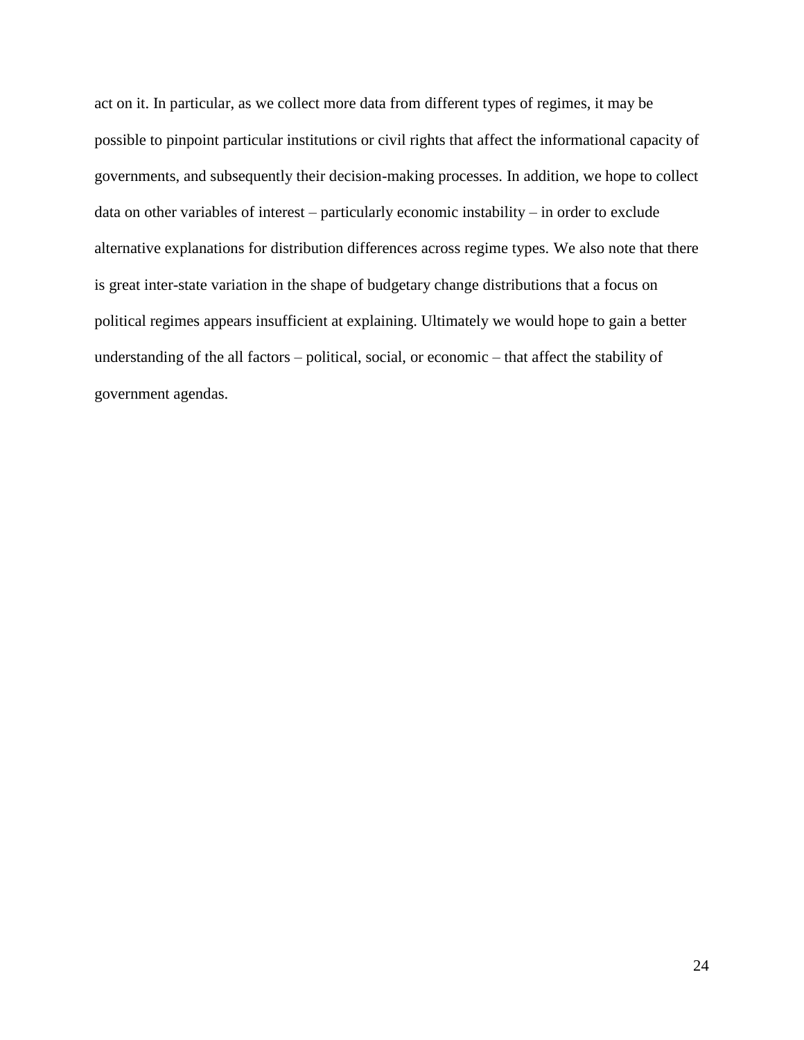act on it. In particular, as we collect more data from different types of regimes, it may be possible to pinpoint particular institutions or civil rights that affect the informational capacity of governments, and subsequently their decision-making processes. In addition, we hope to collect data on other variables of interest – particularly economic instability – in order to exclude alternative explanations for distribution differences across regime types. We also note that there is great inter-state variation in the shape of budgetary change distributions that a focus on political regimes appears insufficient at explaining. Ultimately we would hope to gain a better understanding of the all factors – political, social, or economic – that affect the stability of government agendas.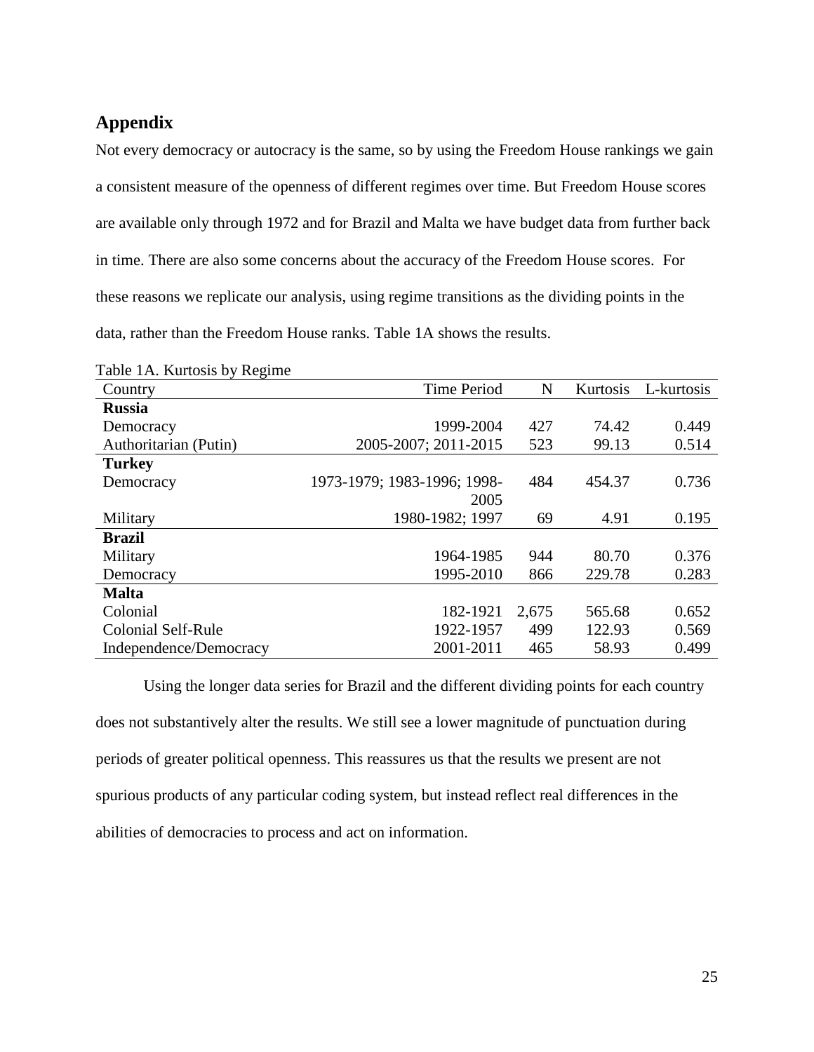## Appendix

Not every democracy or autocracy is the same, so by using the Freedom House rankings we gain a consistent measure of the openness of different regimes over time. But Freedom House scores are available only through 1972 and for Brazil and Malta we have budget data from further back in time. There are also some concerns about the accuracy of the Freedom House scores. For these reasons we replicate our analysis, using regime transitions as the dividing points in the data, rather than the Freedom House ranks. Table 1A shows the results.

Table 1A. Kurtosis by Regime

| Country | Time Period | N | Kurtosis | L-kurtosis |
|---|---|---|---|---|
| **Russia** | | | | |
| Democracy | 1999-2004 | 427 | 74.42 | 0.449 |
| Authoritarian (Putin) | 2005-2007; 2011-2015 | 523 | 99.13 | 0.514 |
| **Turkey** | | | | |
| Democracy | 1973-1979; 1983-1996; 1998-2005 | 484 | 454.37 | 0.736 |
| Military | 1980-1982; 1997 | 69 | 4.91 | 0.195 |
| **Brazil** | | | | |
| Military | 1964-1985 | 944 | 80.70 | 0.376 |
| Democracy | 1995-2010 | 866 | 229.78 | 0.283 |
| **Malta** | | | | |
| Colonial | 182-1921 | 2,675 | 565.68 | 0.652 |
| Colonial Self-Rule | 1922-1957 | 499 | 122.93 | 0.569 |
| Independence/Democracy | 2001-2011 | 465 | 58.93 | 0.499 |

Using the longer data series for Brazil and the different dividing points for each country does not substantively alter the results. We still see a lower magnitude of punctuation during periods of greater political openness. This reassures us that the results we present are not spurious products of any particular coding system, but instead reflect real differences in the abilities of democracies to process and act on information.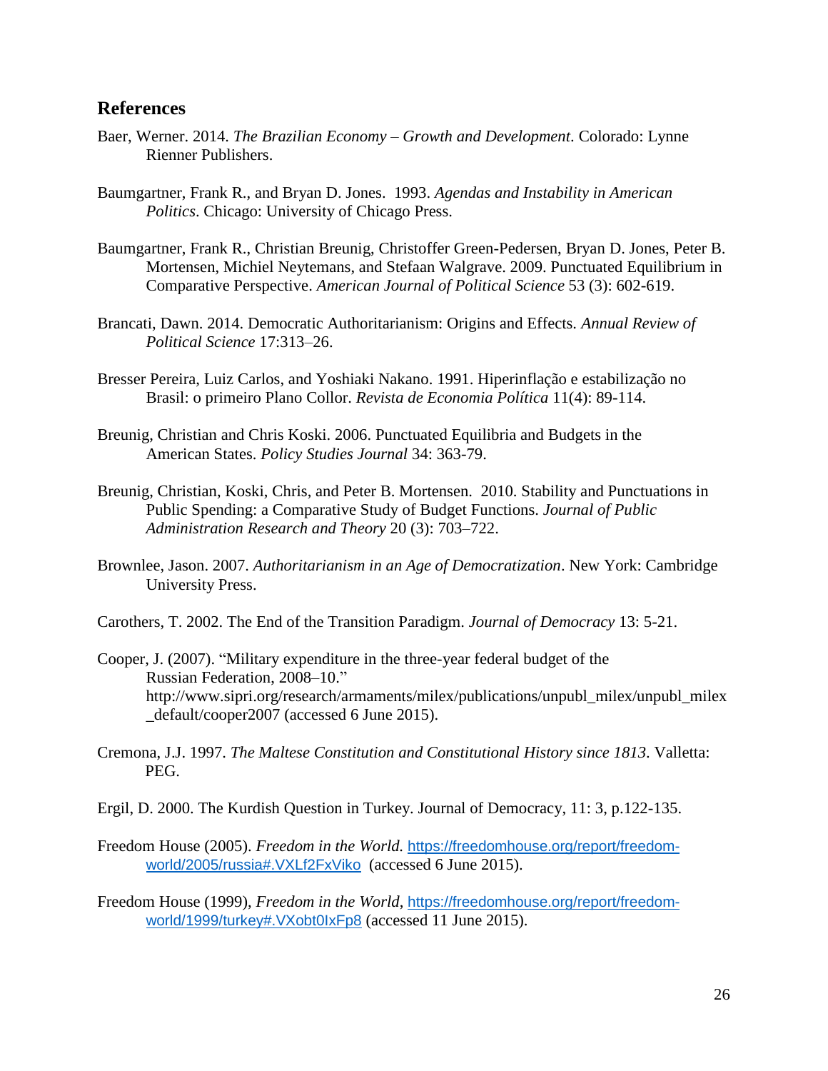## References

Baer, Werner. 2014. *The Brazilian Economy – Growth and Development*. Colorado: Lynne Rienner Publishers.

Baumgartner, Frank R., and Bryan D. Jones. 1993. *Agendas and Instability in American Politics*. Chicago: University of Chicago Press.

Baumgartner, Frank R., Christian Breunig, Christoffer Green-Pedersen, Bryan D. Jones, Peter B. Mortensen, Michiel Neytemans, and Stefaan Walgrave. 2009. Punctuated Equilibrium in Comparative Perspective. *American Journal of Political Science* 53 (3): 602-619.

Brancati, Dawn. 2014. Democratic Authoritarianism: Origins and Effects. *Annual Review of Political Science* 17:313–26.

Bresser Pereira, Luiz Carlos, and Yoshiaki Nakano. 1991. Hiperinflação e estabilização no Brasil: o primeiro Plano Collor. *Revista de Economia Política* 11(4): 89-114.

Breunig, Christian and Chris Koski. 2006. Punctuated Equilibria and Budgets in the American States. *Policy Studies Journal* 34: 363-79.

Breunig, Christian, Koski, Chris, and Peter B. Mortensen. 2010. Stability and Punctuations in Public Spending: a Comparative Study of Budget Functions. *Journal of Public Administration Research and Theory* 20 (3): 703–722.

Brownlee, Jason. 2007. *Authoritarianism in an Age of Democratization*. New York: Cambridge University Press.

Carothers, T. 2002. The End of the Transition Paradigm. *Journal of Democracy* 13: 5-21.

Cooper, J. (2007). "Military expenditure in the three-year federal budget of the Russian Federation, 2008–10." http://www.sipri.org/research/armaments/milex/publications/unpubl_milex/unpubl_milex_default/cooper2007 (accessed 6 June 2015).

Cremona, J.J. 1997. *The Maltese Constitution and Constitutional History since 1813*. Valletta: PEG.

Ergil, D. 2000. The Kurdish Question in Turkey. Journal of Democracy, 11: 3, p.122-135.

Freedom House (2005). *Freedom in the World.* https://freedomhouse.org/report/freedom-world/2005/russia#.VXLf2FxViko (accessed 6 June 2015).

Freedom House (1999), *Freedom in the World*, https://freedomhouse.org/report/freedom-world/1999/turkey#.VXobt0IxFp8 (accessed 11 June 2015).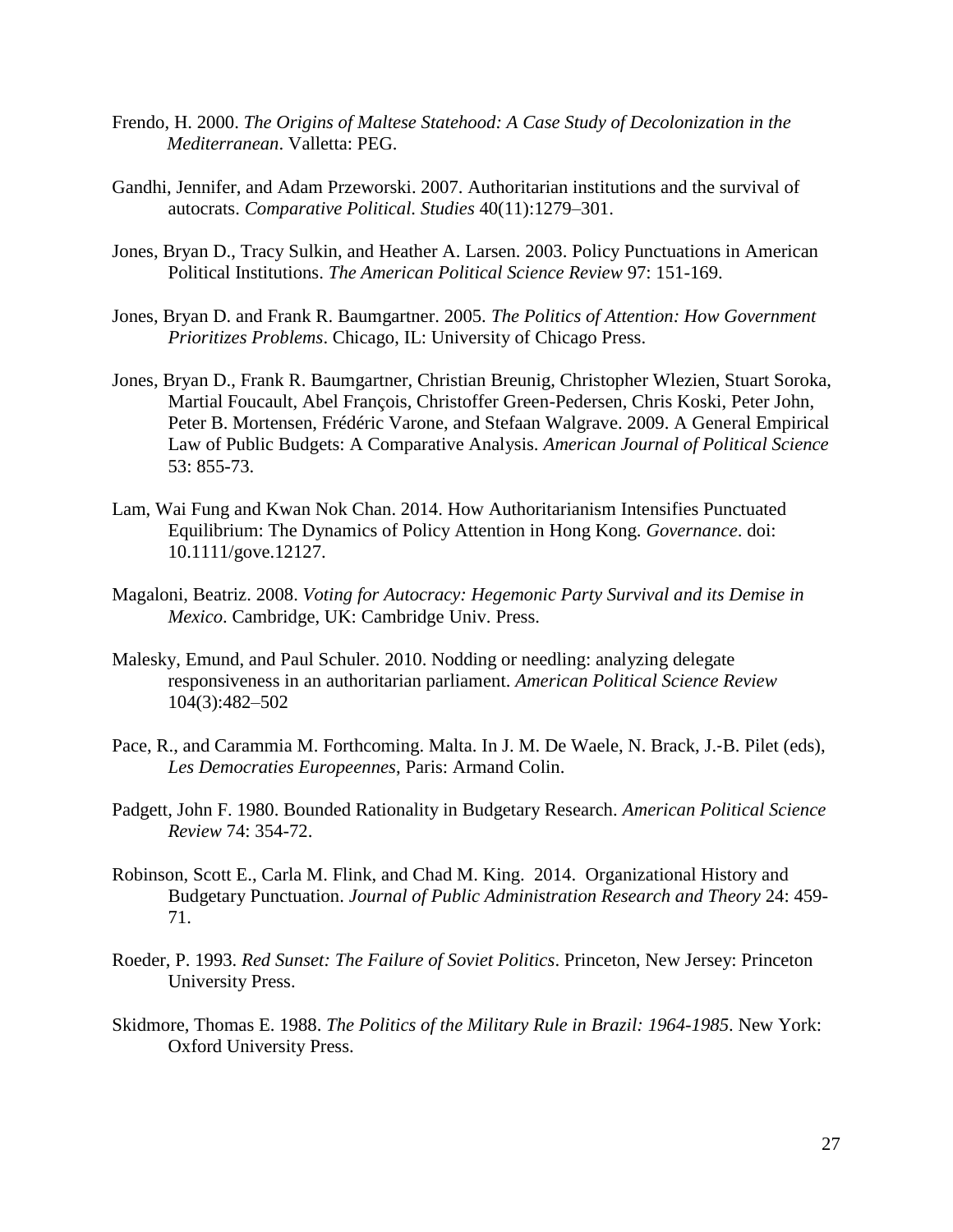Frendo, H. 2000. *The Origins of Maltese Statehood: A Case Study of Decolonization in the Mediterranean*. Valletta: PEG.

Gandhi, Jennifer, and Adam Przeworski. 2007. Authoritarian institutions and the survival of autocrats. *Comparative Political. Studies* 40(11):1279–301.

Jones, Bryan D., Tracy Sulkin, and Heather A. Larsen. 2003. Policy Punctuations in American Political Institutions. *The American Political Science Review* 97: 151-169.

Jones, Bryan D. and Frank R. Baumgartner. 2005. *The Politics of Attention: How Government Prioritizes Problems*. Chicago, IL: University of Chicago Press.

Jones, Bryan D., Frank R. Baumgartner, Christian Breunig, Christopher Wlezien, Stuart Soroka, Martial Foucault, Abel François, Christoffer Green-Pedersen, Chris Koski, Peter John, Peter B. Mortensen, Frédéric Varone, and Stefaan Walgrave. 2009. A General Empirical Law of Public Budgets: A Comparative Analysis. *American Journal of Political Science* 53: 855-73.

Lam, Wai Fung and Kwan Nok Chan. 2014. How Authoritarianism Intensifies Punctuated Equilibrium: The Dynamics of Policy Attention in Hong Kong. *Governance*. doi: 10.1111/gove.12127.

Magaloni, Beatriz. 2008. *Voting for Autocracy: Hegemonic Party Survival and its Demise in Mexico*. Cambridge, UK: Cambridge Univ. Press.

Malesky, Emund, and Paul Schuler. 2010. Nodding or needling: analyzing delegate responsiveness in an authoritarian parliament. *American Political Science Review* 104(3):482–502

Pace, R., and Carammia M. Forthcoming. Malta. In J. M. De Waele, N. Brack, J.-B. Pilet (eds), *Les Democraties Europeennes*, Paris: Armand Colin.

Padgett, John F. 1980. Bounded Rationality in Budgetary Research. *American Political Science Review* 74: 354-72.

Robinson, Scott E., Carla M. Flink, and Chad M. King. 2014. Organizational History and Budgetary Punctuation. *Journal of Public Administration Research and Theory* 24: 459-71.

Roeder, P. 1993. *Red Sunset: The Failure of Soviet Politics*. Princeton, New Jersey: Princeton University Press.

Skidmore, Thomas E. 1988. *The Politics of the Military Rule in Brazil: 1964-1985*. New York: Oxford University Press.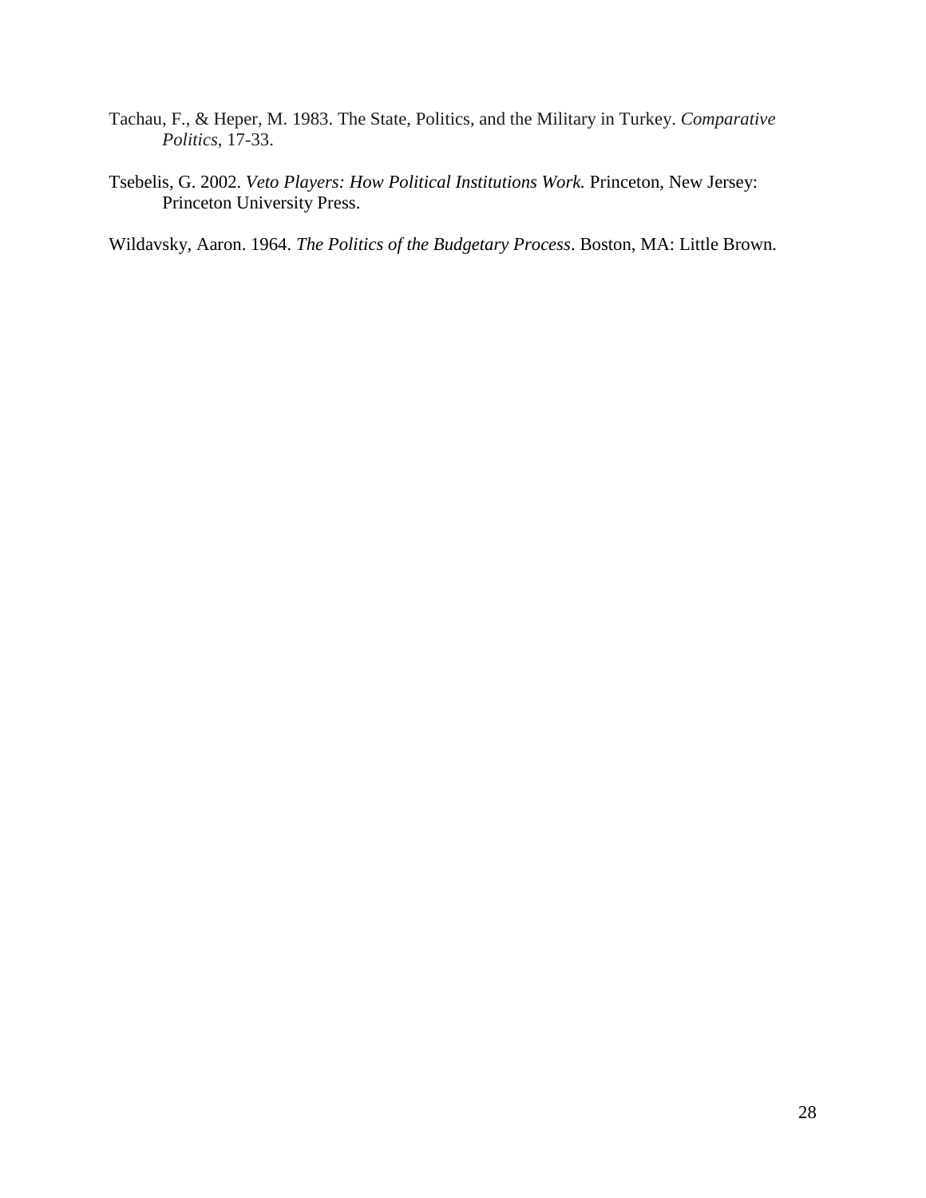Tachau, F., & Heper, M. 1983. The State, Politics, and the Military in Turkey. *Comparative Politics*, 17-33.

Tsebelis, G. 2002. *Veto Players: How Political Institutions Work.* Princeton, New Jersey: Princeton University Press.

Wildavsky, Aaron. 1964. *The Politics of the Budgetary Process*. Boston, MA: Little Brown.